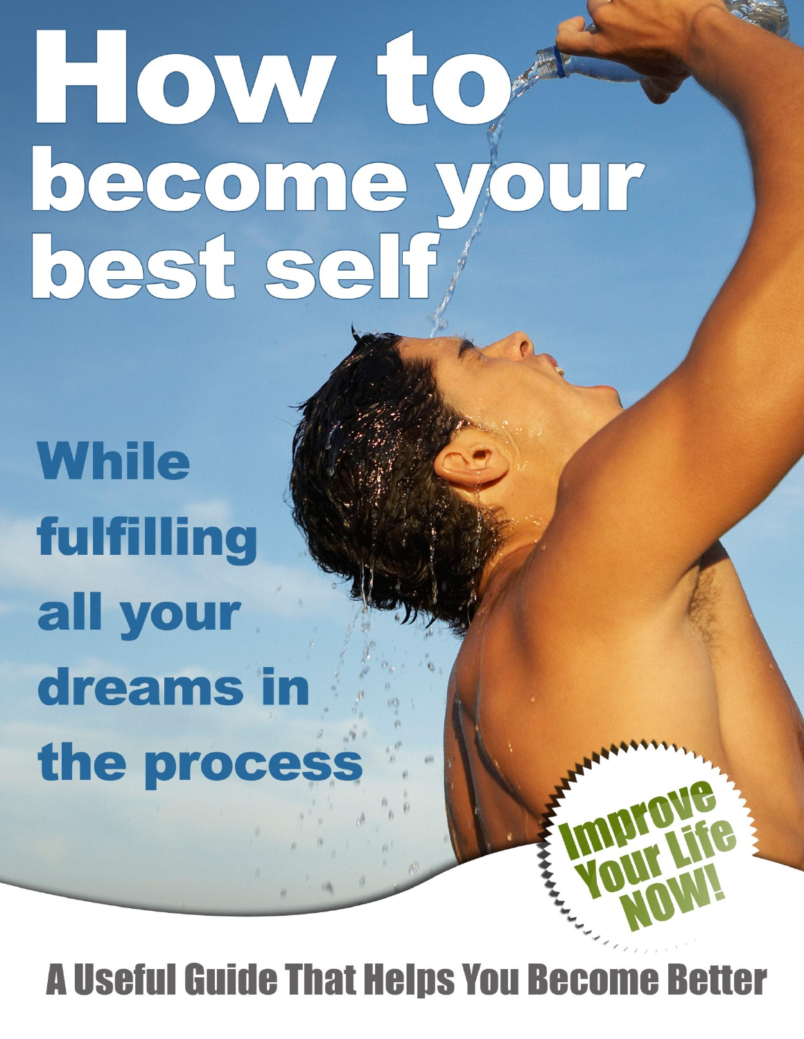# How to become your best self

## While fulfilling all your dreams in the process

**Improve Your Life NOW!**

### A Useful Guide That Helps You Become Better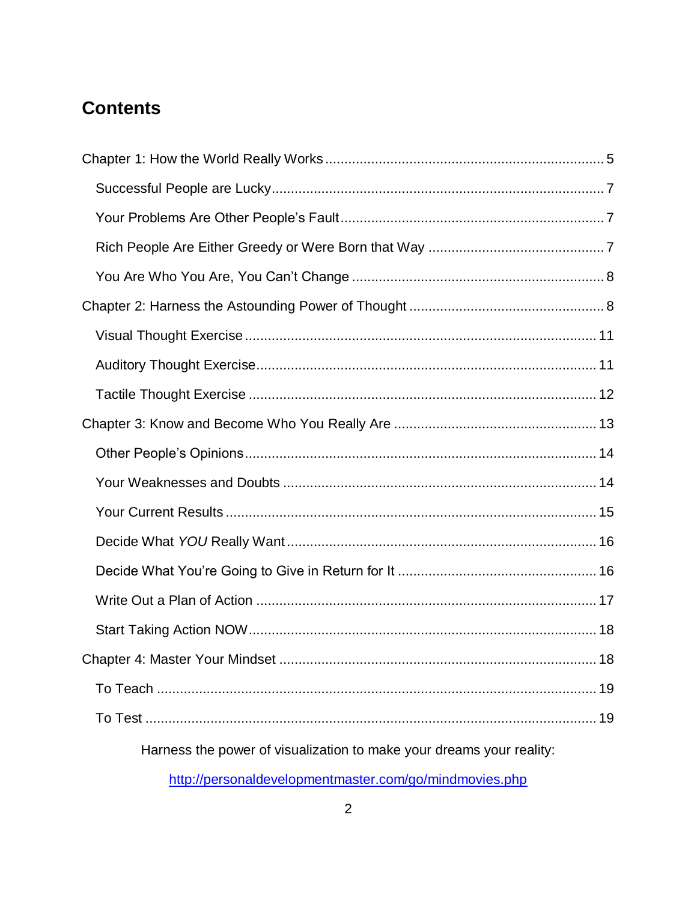# Contents

Chapter 1: How the World Really Works ........ 5

- Successful People are Lucky ........ 7
- Your Problems Are Other People's Fault ........ 7
- Rich People Are Either Greedy or Were Born that Way ........ 7
- You Are Who You Are, You Can't Change ........ 8

Chapter 2: Harness the Astounding Power of Thought ........ 8

- Visual Thought Exercise ........ 11
- Auditory Thought Exercise ........ 11
- Tactile Thought Exercise ........ 12

Chapter 3: Know and Become Who You Really Are ........ 13

- Other People's Opinions ........ 14
- Your Weaknesses and Doubts ........ 14
- Your Current Results ........ 15
- Decide What *YOU* Really Want ........ 16
- Decide What You're Going to Give in Return for It ........ 16
- Write Out a Plan of Action ........ 17
- Start Taking Action NOW ........ 18

Chapter 4: Master Your Mindset ........ 18

- To Teach ........ 19
- To Test ........ 19

Harness the power of visualization to make your dreams your reality:

http://personaldevelopmentmaster.com/go/mindmovies.php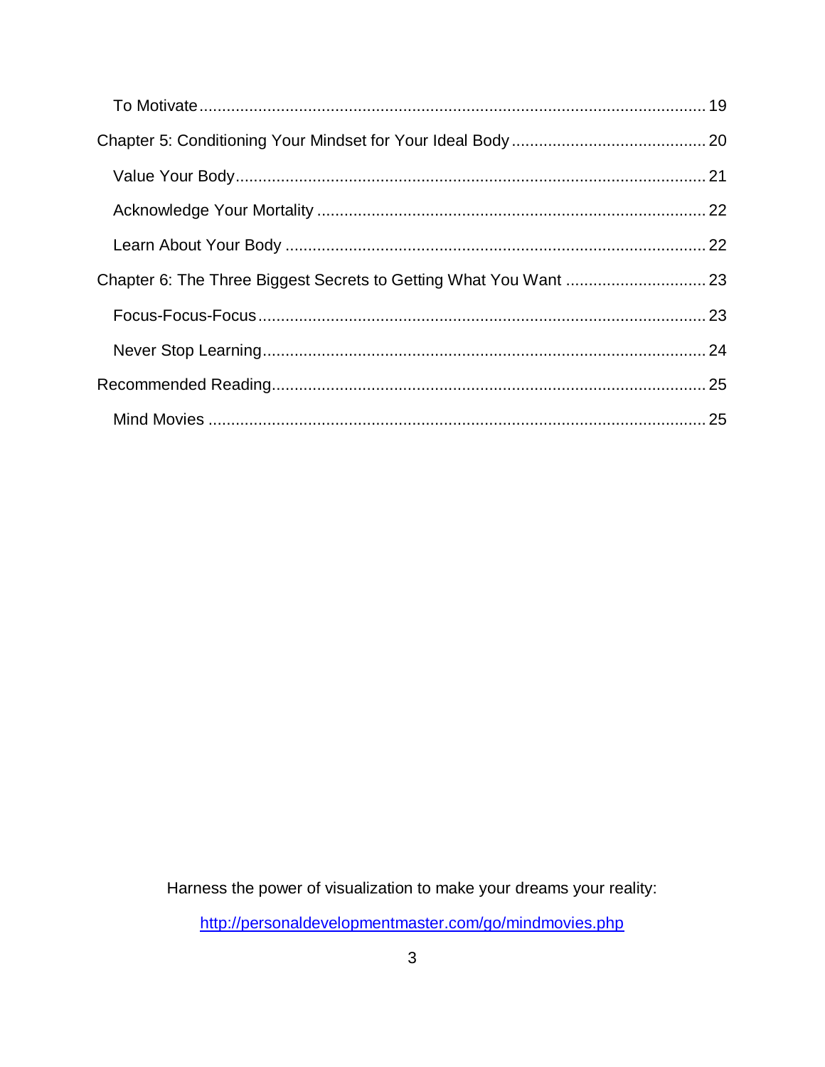- To Motivate ........................................................................................................ 19
- Chapter 5: Conditioning Your Mindset for Your Ideal Body .......................................... 20
  - Value Your Body ........................................................................................................ 21
  - Acknowledge Your Mortality ..................................................................................... 22
  - Learn About Your Body ............................................................................................. 22
- Chapter 6: The Three Biggest Secrets to Getting What You Want ............................... 23
  - Focus-Focus-Focus .................................................................................................... 23
  - Never Stop Learning ................................................................................................... 24
- Recommended Reading ................................................................................................ 25
  - Mind Movies .............................................................................................................. 25

Harness the power of visualization to make your dreams your reality:

http://personaldevelopmentmaster.com/go/mindmovies.php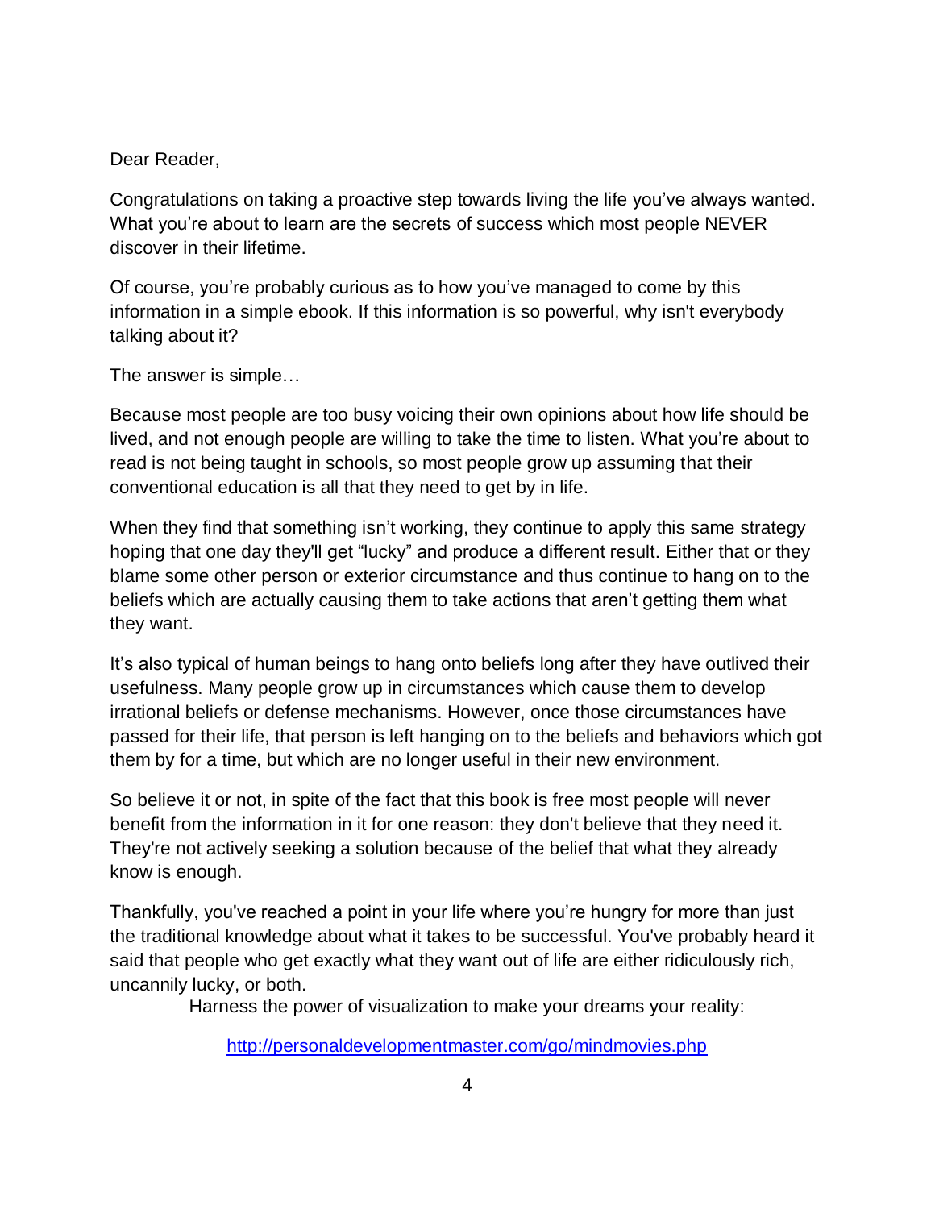Dear Reader,

Congratulations on taking a proactive step towards living the life you've always wanted. What you're about to learn are the secrets of success which most people NEVER discover in their lifetime.

Of course, you're probably curious as to how you've managed to come by this information in a simple ebook. If this information is so powerful, why isn't everybody talking about it?

The answer is simple…

Because most people are too busy voicing their own opinions about how life should be lived, and not enough people are willing to take the time to listen. What you're about to read is not being taught in schools, so most people grow up assuming that their conventional education is all that they need to get by in life.

When they find that something isn't working, they continue to apply this same strategy hoping that one day they'll get "lucky" and produce a different result. Either that or they blame some other person or exterior circumstance and thus continue to hang on to the beliefs which are actually causing them to take actions that aren't getting them what they want.

It's also typical of human beings to hang onto beliefs long after they have outlived their usefulness. Many people grow up in circumstances which cause them to develop irrational beliefs or defense mechanisms. However, once those circumstances have passed for their life, that person is left hanging on to the beliefs and behaviors which got them by for a time, but which are no longer useful in their new environment.

So believe it or not, in spite of the fact that this book is free most people will never benefit from the information in it for one reason: they don't believe that they need it. They're not actively seeking a solution because of the belief that what they already know is enough.

Thankfully, you've reached a point in your life where you're hungry for more than just the traditional knowledge about what it takes to be successful. You've probably heard it said that people who get exactly what they want out of life are either ridiculously rich, uncannily lucky, or both.

Harness the power of visualization to make your dreams your reality:

http://personaldevelopmentmaster.com/go/mindmovies.php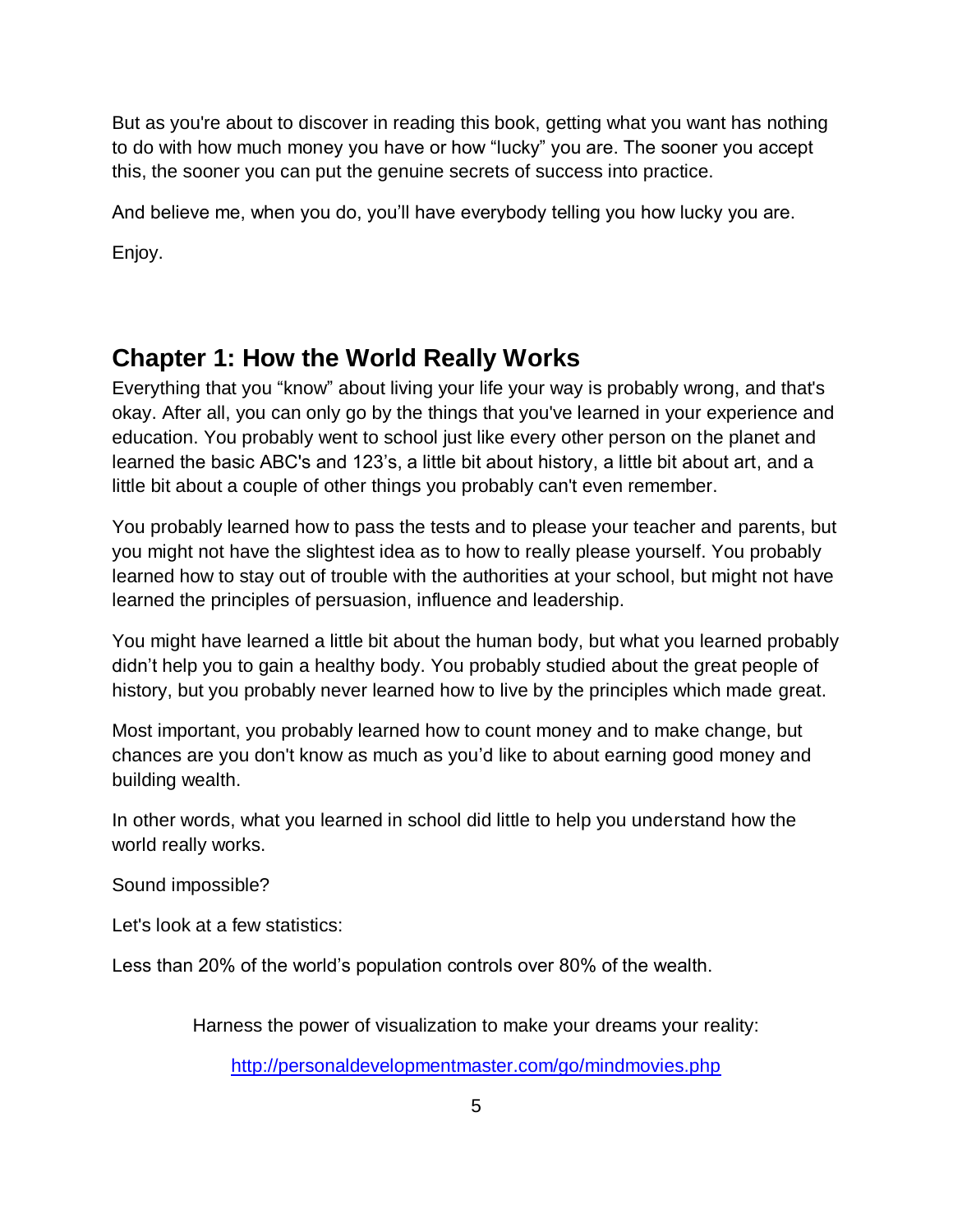But as you're about to discover in reading this book, getting what you want has nothing to do with how much money you have or how "lucky" you are. The sooner you accept this, the sooner you can put the genuine secrets of success into practice.

And believe me, when you do, you'll have everybody telling you how lucky you are.

Enjoy.

## Chapter 1: How the World Really Works

Everything that you "know" about living your life your way is probably wrong, and that's okay. After all, you can only go by the things that you've learned in your experience and education. You probably went to school just like every other person on the planet and learned the basic ABC's and 123's, a little bit about history, a little bit about art, and a little bit about a couple of other things you probably can't even remember.

You probably learned how to pass the tests and to please your teacher and parents, but you might not have the slightest idea as to how to really please yourself. You probably learned how to stay out of trouble with the authorities at your school, but might not have learned the principles of persuasion, influence and leadership.

You might have learned a little bit about the human body, but what you learned probably didn't help you to gain a healthy body. You probably studied about the great people of history, but you probably never learned how to live by the principles which made great.

Most important, you probably learned how to count money and to make change, but chances are you don't know as much as you'd like to about earning good money and building wealth.

In other words, what you learned in school did little to help you understand how the world really works.

Sound impossible?

Let's look at a few statistics:

Less than 20% of the world's population controls over 80% of the wealth.

Harness the power of visualization to make your dreams your reality:

http://personaldevelopmentmaster.com/go/mindmovies.php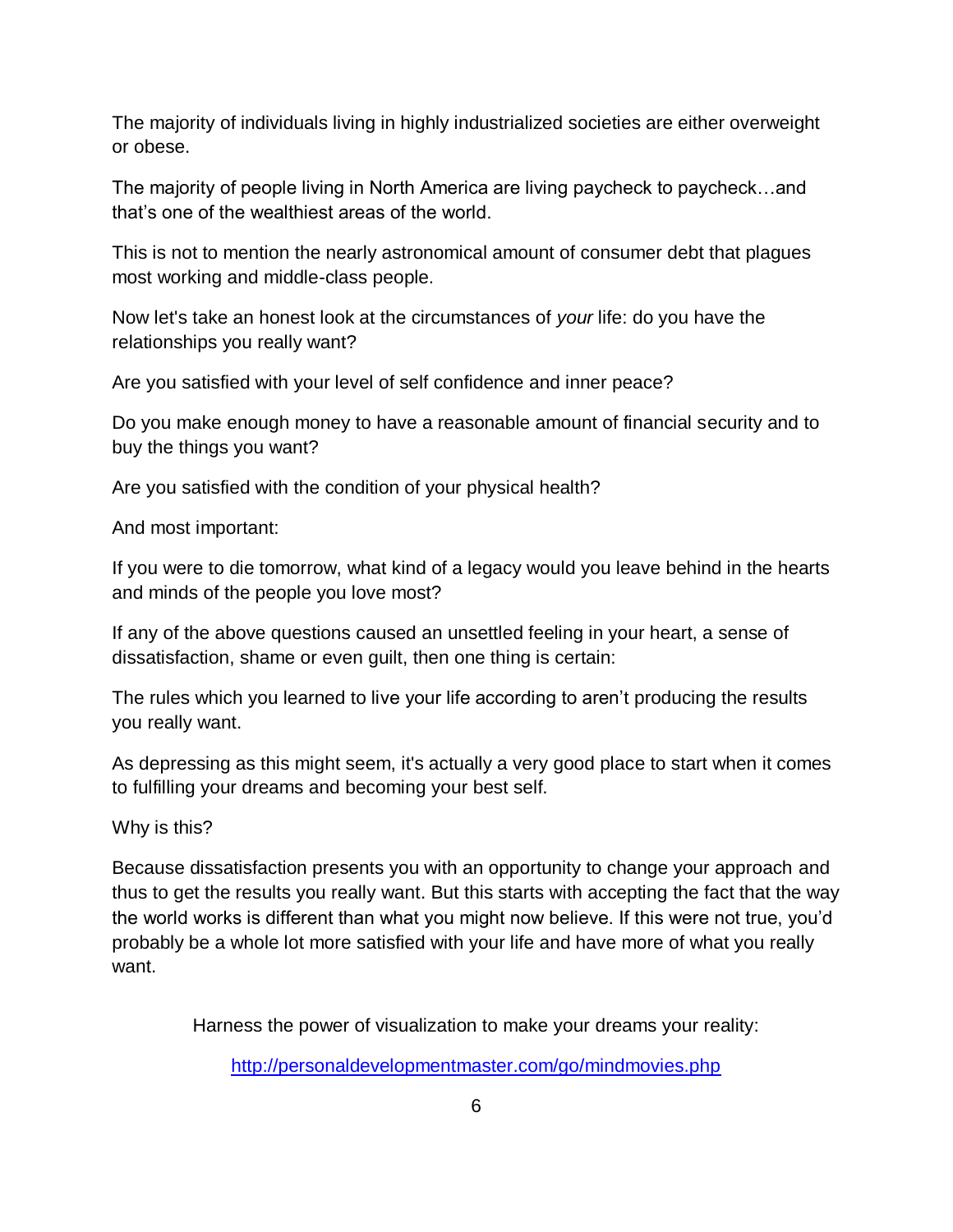The majority of individuals living in highly industrialized societies are either overweight or obese.

The majority of people living in North America are living paycheck to paycheck…and that's one of the wealthiest areas of the world.

This is not to mention the nearly astronomical amount of consumer debt that plagues most working and middle-class people.

Now let's take an honest look at the circumstances of *your* life: do you have the relationships you really want?

Are you satisfied with your level of self confidence and inner peace?

Do you make enough money to have a reasonable amount of financial security and to buy the things you want?

Are you satisfied with the condition of your physical health?

And most important:

If you were to die tomorrow, what kind of a legacy would you leave behind in the hearts and minds of the people you love most?

If any of the above questions caused an unsettled feeling in your heart, a sense of dissatisfaction, shame or even guilt, then one thing is certain:

The rules which you learned to live your life according to aren't producing the results you really want.

As depressing as this might seem, it's actually a very good place to start when it comes to fulfilling your dreams and becoming your best self.

Why is this?

Because dissatisfaction presents you with an opportunity to change your approach and thus to get the results you really want. But this starts with accepting the fact that the way the world works is different than what you might now believe. If this were not true, you'd probably be a whole lot more satisfied with your life and have more of what you really want.

Harness the power of visualization to make your dreams your reality:

[http://personaldevelopmentmaster.com/go/mindmovies.php](http://personaldevelopmentmaster.com/go/mindmovies.php)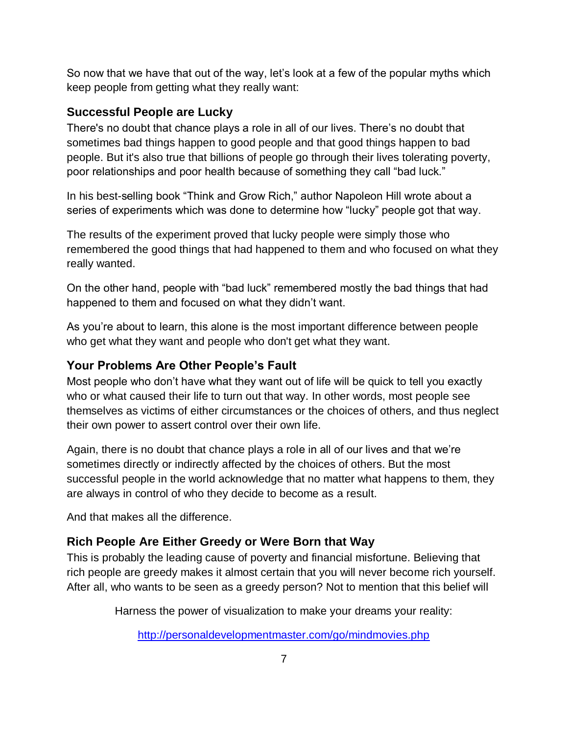So now that we have that out of the way, let's look at a few of the popular myths which keep people from getting what they really want:

### Successful People are Lucky

There's no doubt that chance plays a role in all of our lives. There's no doubt that sometimes bad things happen to good people and that good things happen to bad people. But it's also true that billions of people go through their lives tolerating poverty, poor relationships and poor health because of something they call "bad luck."

In his best-selling book "Think and Grow Rich," author Napoleon Hill wrote about a series of experiments which was done to determine how "lucky" people got that way.

The results of the experiment proved that lucky people were simply those who remembered the good things that had happened to them and who focused on what they really wanted.

On the other hand, people with "bad luck" remembered mostly the bad things that had happened to them and focused on what they didn't want.

As you're about to learn, this alone is the most important difference between people who get what they want and people who don't get what they want.

### Your Problems Are Other People's Fault

Most people who don't have what they want out of life will be quick to tell you exactly who or what caused their life to turn out that way. In other words, most people see themselves as victims of either circumstances or the choices of others, and thus neglect their own power to assert control over their own life.

Again, there is no doubt that chance plays a role in all of our lives and that we're sometimes directly or indirectly affected by the choices of others. But the most successful people in the world acknowledge that no matter what happens to them, they are always in control of who they decide to become as a result.

And that makes all the difference.

### Rich People Are Either Greedy or Were Born that Way

This is probably the leading cause of poverty and financial misfortune. Believing that rich people are greedy makes it almost certain that you will never become rich yourself. After all, who wants to be seen as a greedy person? Not to mention that this belief will

Harness the power of visualization to make your dreams your reality:

[http://personaldevelopmentmaster.com/go/mindmovies.php](http://personaldevelopmentmaster.com/go/mindmovies.php)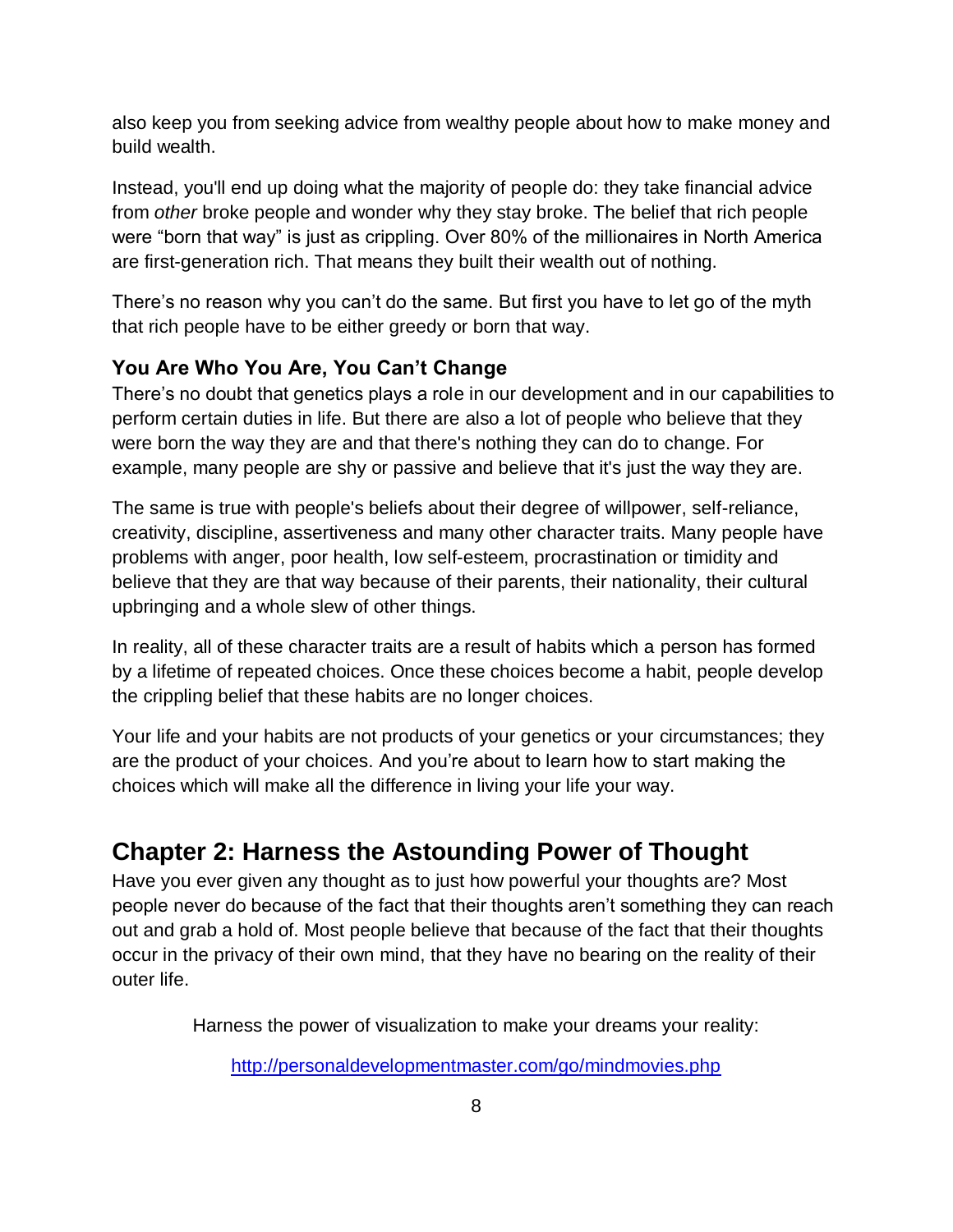also keep you from seeking advice from wealthy people about how to make money and build wealth.

Instead, you'll end up doing what the majority of people do: they take financial advice from *other* broke people and wonder why they stay broke. The belief that rich people were "born that way" is just as crippling. Over 80% of the millionaires in North America are first-generation rich. That means they built their wealth out of nothing.

There's no reason why you can't do the same. But first you have to let go of the myth that rich people have to be either greedy or born that way.

### You Are Who You Are, You Can't Change

There's no doubt that genetics plays a role in our development and in our capabilities to perform certain duties in life. But there are also a lot of people who believe that they were born the way they are and that there's nothing they can do to change. For example, many people are shy or passive and believe that it's just the way they are.

The same is true with people's beliefs about their degree of willpower, self-reliance, creativity, discipline, assertiveness and many other character traits. Many people have problems with anger, poor health, low self-esteem, procrastination or timidity and believe that they are that way because of their parents, their nationality, their cultural upbringing and a whole slew of other things.

In reality, all of these character traits are a result of habits which a person has formed by a lifetime of repeated choices. Once these choices become a habit, people develop the crippling belief that these habits are no longer choices.

Your life and your habits are not products of your genetics or your circumstances; they are the product of your choices. And you're about to learn how to start making the choices which will make all the difference in living your life your way.

## Chapter 2: Harness the Astounding Power of Thought

Have you ever given any thought as to just how powerful your thoughts are? Most people never do because of the fact that their thoughts aren't something they can reach out and grab a hold of. Most people believe that because of the fact that their thoughts occur in the privacy of their own mind, that they have no bearing on the reality of their outer life.

Harness the power of visualization to make your dreams your reality:

http://personaldevelopmentmaster.com/go/mindmovies.php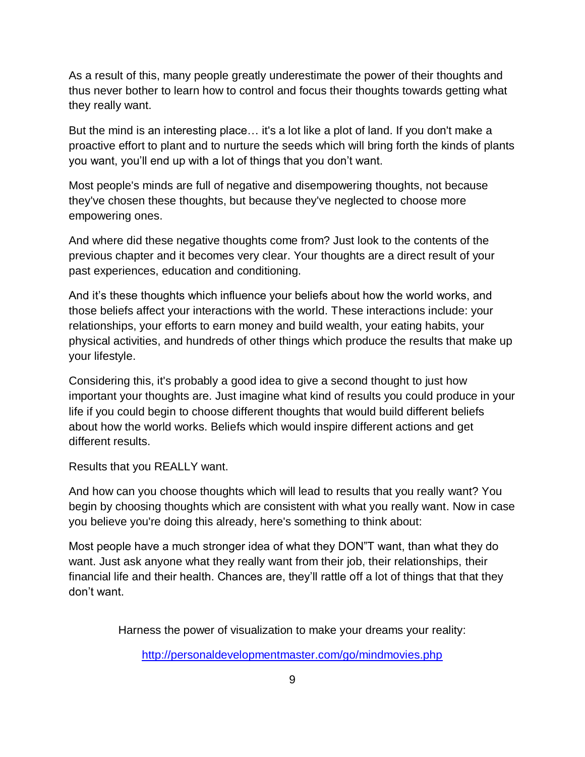As a result of this, many people greatly underestimate the power of their thoughts and thus never bother to learn how to control and focus their thoughts towards getting what they really want.

But the mind is an interesting place… it's a lot like a plot of land. If you don't make a proactive effort to plant and to nurture the seeds which will bring forth the kinds of plants you want, you'll end up with a lot of things that you don't want.

Most people's minds are full of negative and disempowering thoughts, not because they've chosen these thoughts, but because they've neglected to choose more empowering ones.

And where did these negative thoughts come from? Just look to the contents of the previous chapter and it becomes very clear. Your thoughts are a direct result of your past experiences, education and conditioning.

And it's these thoughts which influence your beliefs about how the world works, and those beliefs affect your interactions with the world. These interactions include: your relationships, your efforts to earn money and build wealth, your eating habits, your physical activities, and hundreds of other things which produce the results that make up your lifestyle.

Considering this, it's probably a good idea to give a second thought to just how important your thoughts are. Just imagine what kind of results you could produce in your life if you could begin to choose different thoughts that would build different beliefs about how the world works. Beliefs which would inspire different actions and get different results.

Results that you REALLY want.

And how can you choose thoughts which will lead to results that you really want? You begin by choosing thoughts which are consistent with what you really want. Now in case you believe you're doing this already, here's something to think about:

Most people have a much stronger idea of what they DON"T want, than what they do want. Just ask anyone what they really want from their job, their relationships, their financial life and their health. Chances are, they'll rattle off a lot of things that that they don't want.

Harness the power of visualization to make your dreams your reality:

http://personaldevelopmentmaster.com/go/mindmovies.php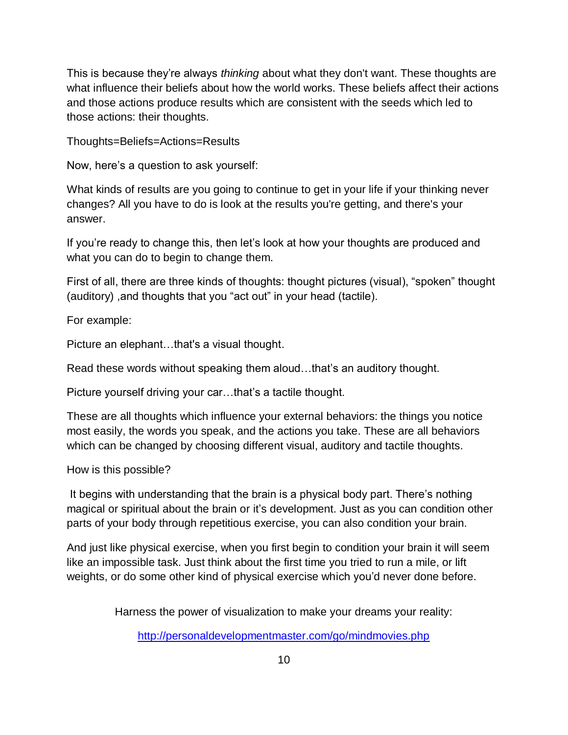This is because they're always *thinking* about what they don't want. These thoughts are what influence their beliefs about how the world works. These beliefs affect their actions and those actions produce results which are consistent with the seeds which led to those actions: their thoughts.

Thoughts=Beliefs=Actions=Results

Now, here's a question to ask yourself:

What kinds of results are you going to continue to get in your life if your thinking never changes? All you have to do is look at the results you're getting, and there's your answer.

If you're ready to change this, then let's look at how your thoughts are produced and what you can do to begin to change them.

First of all, there are three kinds of thoughts: thought pictures (visual), "spoken" thought (auditory) ,and thoughts that you "act out" in your head (tactile).

For example:

Picture an elephant…that's a visual thought.

Read these words without speaking them aloud…that's an auditory thought.

Picture yourself driving your car…that's a tactile thought.

These are all thoughts which influence your external behaviors: the things you notice most easily, the words you speak, and the actions you take. These are all behaviors which can be changed by choosing different visual, auditory and tactile thoughts.

How is this possible?

It begins with understanding that the brain is a physical body part. There's nothing magical or spiritual about the brain or it's development. Just as you can condition other parts of your body through repetitious exercise, you can also condition your brain.

And just like physical exercise, when you first begin to condition your brain it will seem like an impossible task. Just think about the first time you tried to run a mile, or lift weights, or do some other kind of physical exercise which you'd never done before.

Harness the power of visualization to make your dreams your reality:

http://personaldevelopmentmaster.com/go/mindmovies.php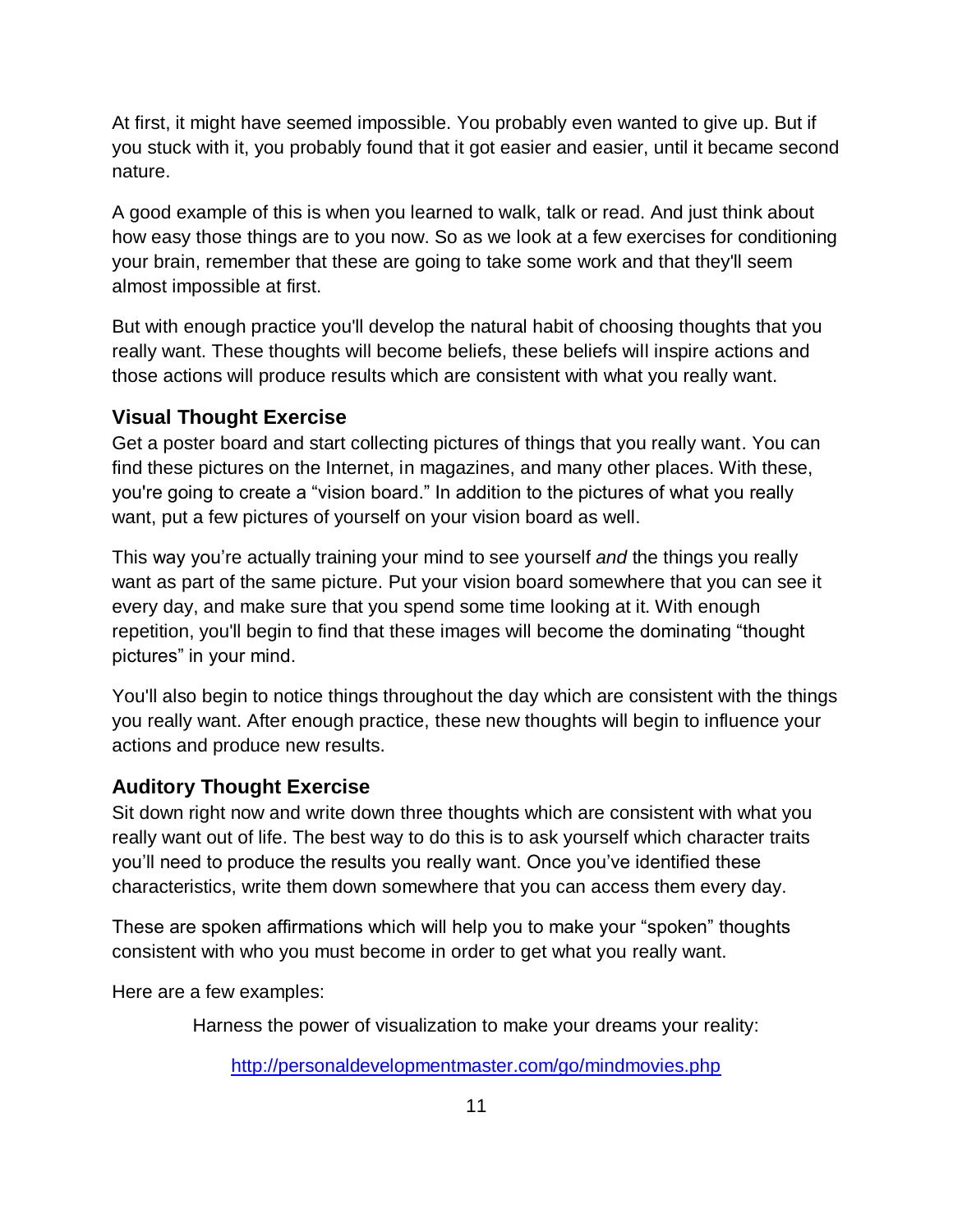At first, it might have seemed impossible. You probably even wanted to give up. But if you stuck with it, you probably found that it got easier and easier, until it became second nature.

A good example of this is when you learned to walk, talk or read. And just think about how easy those things are to you now. So as we look at a few exercises for conditioning your brain, remember that these are going to take some work and that they'll seem almost impossible at first.

But with enough practice you'll develop the natural habit of choosing thoughts that you really want. These thoughts will become beliefs, these beliefs will inspire actions and those actions will produce results which are consistent with what you really want.

### Visual Thought Exercise

Get a poster board and start collecting pictures of things that you really want. You can find these pictures on the Internet, in magazines, and many other places. With these, you're going to create a "vision board." In addition to the pictures of what you really want, put a few pictures of yourself on your vision board as well.

This way you're actually training your mind to see yourself *and* the things you really want as part of the same picture. Put your vision board somewhere that you can see it every day, and make sure that you spend some time looking at it. With enough repetition, you'll begin to find that these images will become the dominating "thought pictures" in your mind.

You'll also begin to notice things throughout the day which are consistent with the things you really want. After enough practice, these new thoughts will begin to influence your actions and produce new results.

### Auditory Thought Exercise

Sit down right now and write down three thoughts which are consistent with what you really want out of life. The best way to do this is to ask yourself which character traits you'll need to produce the results you really want. Once you've identified these characteristics, write them down somewhere that you can access them every day.

These are spoken affirmations which will help you to make your "spoken" thoughts consistent with who you must become in order to get what you really want.

Here are a few examples:

Harness the power of visualization to make your dreams your reality:

http://personaldevelopmentmaster.com/go/mindmovies.php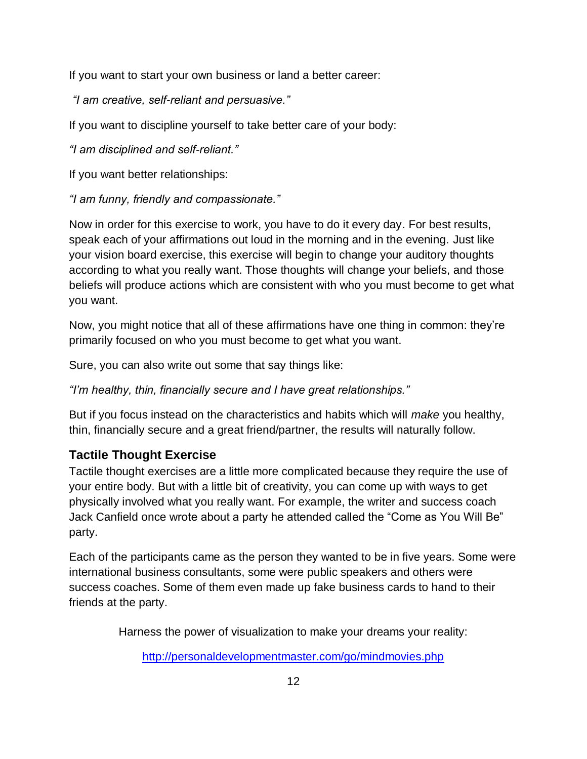If you want to start your own business or land a better career:

*"I am creative, self-reliant and persuasive."*

If you want to discipline yourself to take better care of your body:

*"I am disciplined and self-reliant."*

If you want better relationships:

*"I am funny, friendly and compassionate."*

Now in order for this exercise to work, you have to do it every day. For best results, speak each of your affirmations out loud in the morning and in the evening. Just like your vision board exercise, this exercise will begin to change your auditory thoughts according to what you really want. Those thoughts will change your beliefs, and those beliefs will produce actions which are consistent with who you must become to get what you want.

Now, you might notice that all of these affirmations have one thing in common: they're primarily focused on who you must become to get what you want.

Sure, you can also write out some that say things like:

*"I'm healthy, thin, financially secure and I have great relationships."*

But if you focus instead on the characteristics and habits which will *make* you healthy, thin, financially secure and a great friend/partner, the results will naturally follow.

### Tactile Thought Exercise

Tactile thought exercises are a little more complicated because they require the use of your entire body. But with a little bit of creativity, you can come up with ways to get physically involved what you really want. For example, the writer and success coach Jack Canfield once wrote about a party he attended called the "Come as You Will Be" party.

Each of the participants came as the person they wanted to be in five years. Some were international business consultants, some were public speakers and others were success coaches. Some of them even made up fake business cards to hand to their friends at the party.

Harness the power of visualization to make your dreams your reality:

http://personaldevelopmentmaster.com/go/mindmovies.php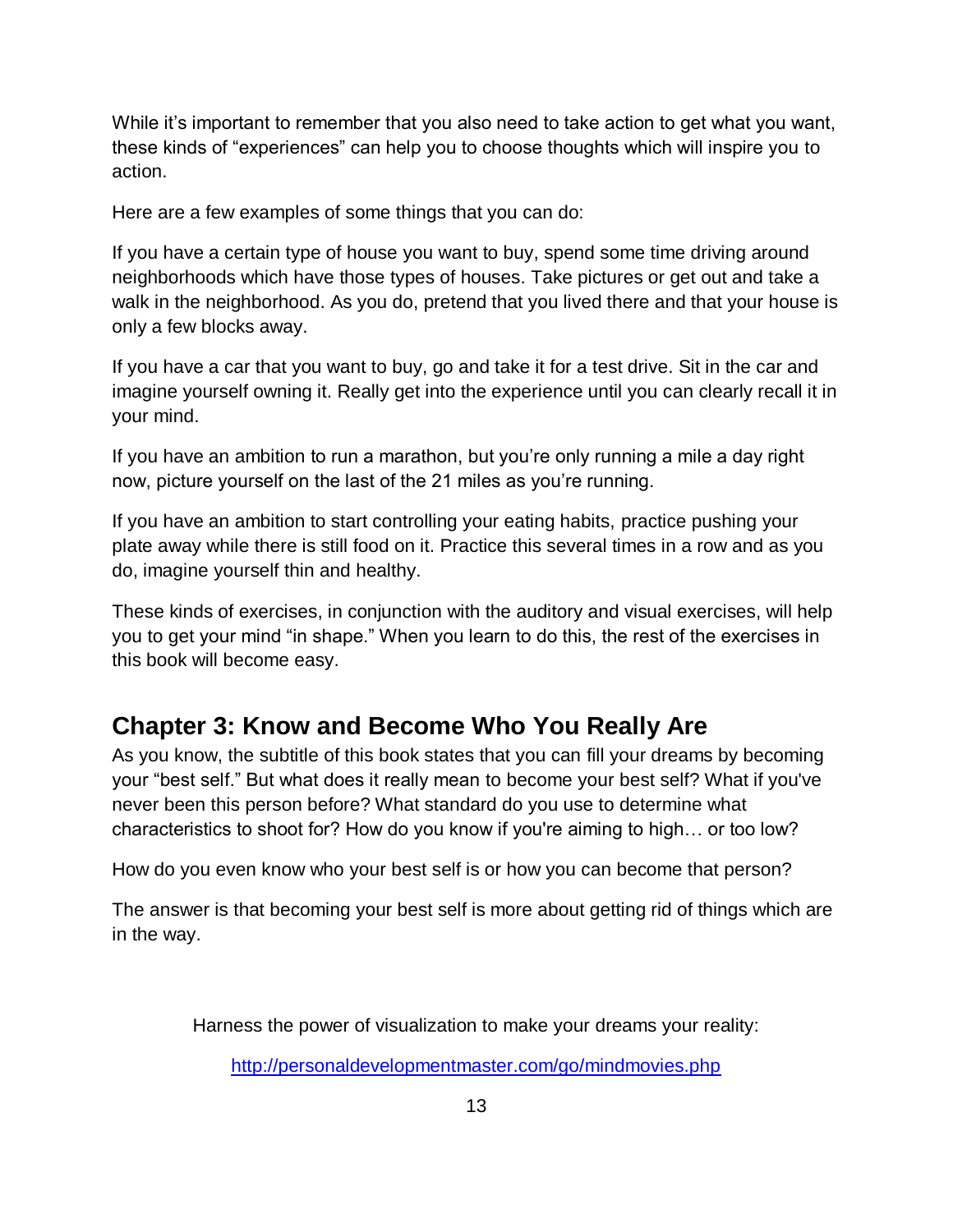While it's important to remember that you also need to take action to get what you want, these kinds of "experiences" can help you to choose thoughts which will inspire you to action.

Here are a few examples of some things that you can do:

If you have a certain type of house you want to buy, spend some time driving around neighborhoods which have those types of houses. Take pictures or get out and take a walk in the neighborhood. As you do, pretend that you lived there and that your house is only a few blocks away.

If you have a car that you want to buy, go and take it for a test drive. Sit in the car and imagine yourself owning it. Really get into the experience until you can clearly recall it in your mind.

If you have an ambition to run a marathon, but you're only running a mile a day right now, picture yourself on the last of the 21 miles as you're running.

If you have an ambition to start controlling your eating habits, practice pushing your plate away while there is still food on it. Practice this several times in a row and as you do, imagine yourself thin and healthy.

These kinds of exercises, in conjunction with the auditory and visual exercises, will help you to get your mind "in shape." When you learn to do this, the rest of the exercises in this book will become easy.

## Chapter 3: Know and Become Who You Really Are

As you know, the subtitle of this book states that you can fill your dreams by becoming your "best self." But what does it really mean to become your best self? What if you've never been this person before? What standard do you use to determine what characteristics to shoot for? How do you know if you're aiming to high… or too low?

How do you even know who your best self is or how you can become that person?

The answer is that becoming your best self is more about getting rid of things which are in the way.

Harness the power of visualization to make your dreams your reality:

http://personaldevelopmentmaster.com/go/mindmovies.php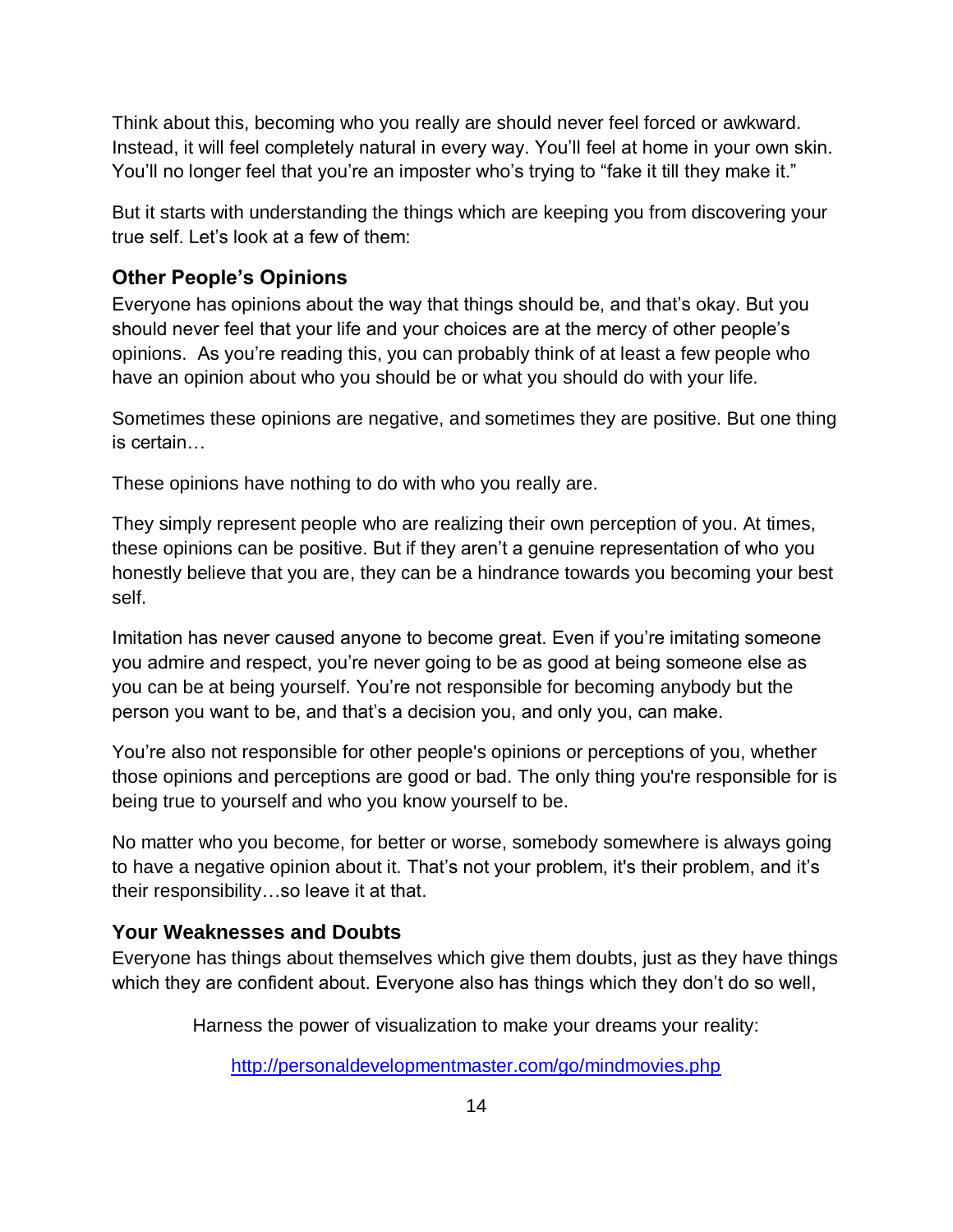Think about this, becoming who you really are should never feel forced or awkward. Instead, it will feel completely natural in every way. You'll feel at home in your own skin. You'll no longer feel that you're an imposter who's trying to "fake it till they make it."

But it starts with understanding the things which are keeping you from discovering your true self. Let's look at a few of them:

### Other People's Opinions

Everyone has opinions about the way that things should be, and that's okay. But you should never feel that your life and your choices are at the mercy of other people's opinions. As you're reading this, you can probably think of at least a few people who have an opinion about who you should be or what you should do with your life.

Sometimes these opinions are negative, and sometimes they are positive. But one thing is certain…

These opinions have nothing to do with who you really are.

They simply represent people who are realizing their own perception of you. At times, these opinions can be positive. But if they aren't a genuine representation of who you honestly believe that you are, they can be a hindrance towards you becoming your best self.

Imitation has never caused anyone to become great. Even if you're imitating someone you admire and respect, you're never going to be as good at being someone else as you can be at being yourself. You're not responsible for becoming anybody but the person you want to be, and that's a decision you, and only you, can make.

You're also not responsible for other people's opinions or perceptions of you, whether those opinions and perceptions are good or bad. The only thing you're responsible for is being true to yourself and who you know yourself to be.

No matter who you become, for better or worse, somebody somewhere is always going to have a negative opinion about it. That's not your problem, it's their problem, and it's their responsibility…so leave it at that.

### Your Weaknesses and Doubts

Everyone has things about themselves which give them doubts, just as they have things which they are confident about. Everyone also has things which they don't do so well,

Harness the power of visualization to make your dreams your reality:

http://personaldevelopmentmaster.com/go/mindmovies.php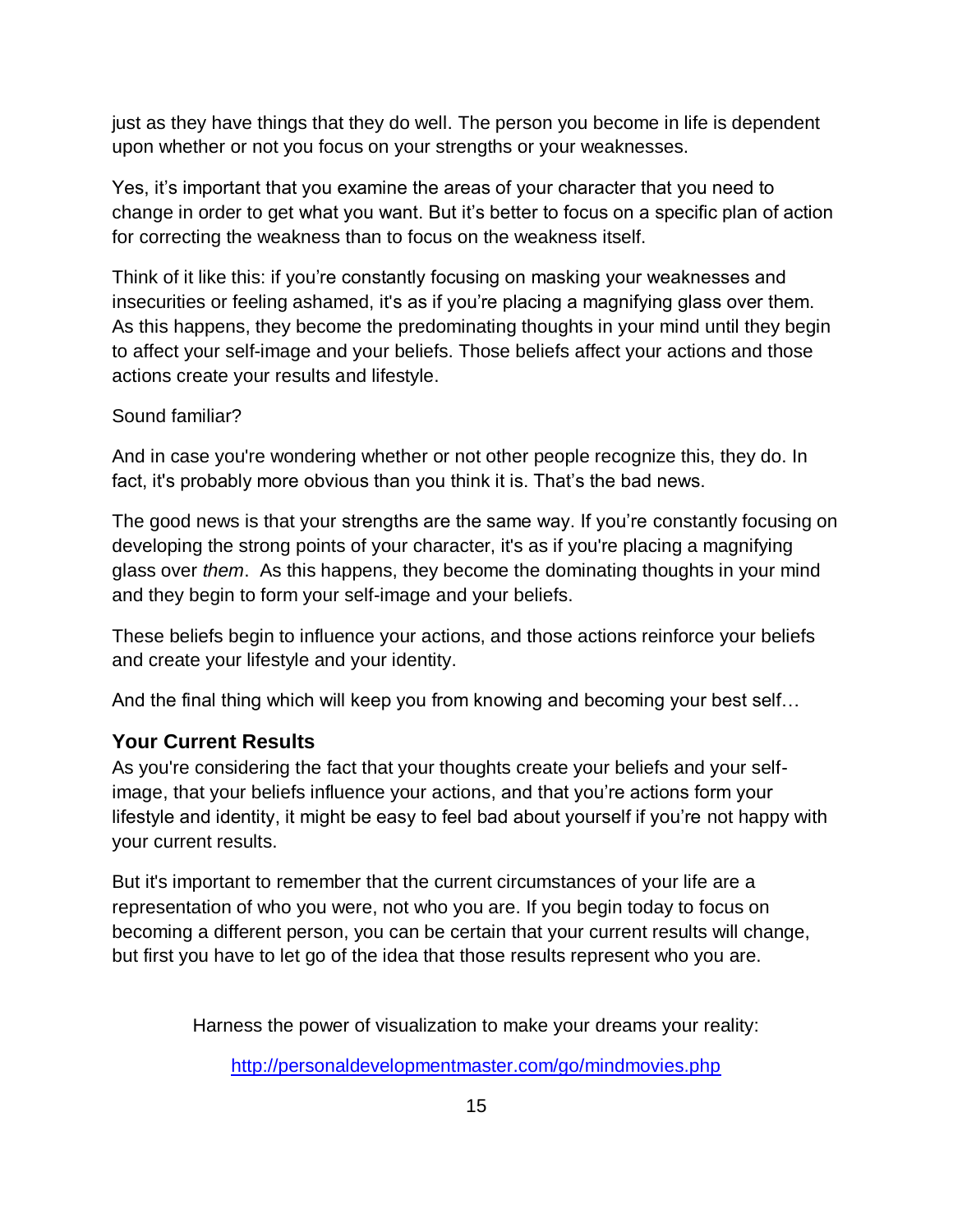just as they have things that they do well. The person you become in life is dependent upon whether or not you focus on your strengths or your weaknesses.

Yes, it's important that you examine the areas of your character that you need to change in order to get what you want. But it's better to focus on a specific plan of action for correcting the weakness than to focus on the weakness itself.

Think of it like this: if you're constantly focusing on masking your weaknesses and insecurities or feeling ashamed, it's as if you're placing a magnifying glass over them. As this happens, they become the predominating thoughts in your mind until they begin to affect your self-image and your beliefs. Those beliefs affect your actions and those actions create your results and lifestyle.

Sound familiar?

And in case you're wondering whether or not other people recognize this, they do. In fact, it's probably more obvious than you think it is. That's the bad news.

The good news is that your strengths are the same way. If you're constantly focusing on developing the strong points of your character, it's as if you're placing a magnifying glass over *them*. As this happens, they become the dominating thoughts in your mind and they begin to form your self-image and your beliefs.

These beliefs begin to influence your actions, and those actions reinforce your beliefs and create your lifestyle and your identity.

And the final thing which will keep you from knowing and becoming your best self…

### Your Current Results

As you're considering the fact that your thoughts create your beliefs and your self-image, that your beliefs influence your actions, and that you're actions form your lifestyle and identity, it might be easy to feel bad about yourself if you're not happy with your current results.

But it's important to remember that the current circumstances of your life are a representation of who you were, not who you are. If you begin today to focus on becoming a different person, you can be certain that your current results will change, but first you have to let go of the idea that those results represent who you are.

Harness the power of visualization to make your dreams your reality:

http://personaldevelopmentmaster.com/go/mindmovies.php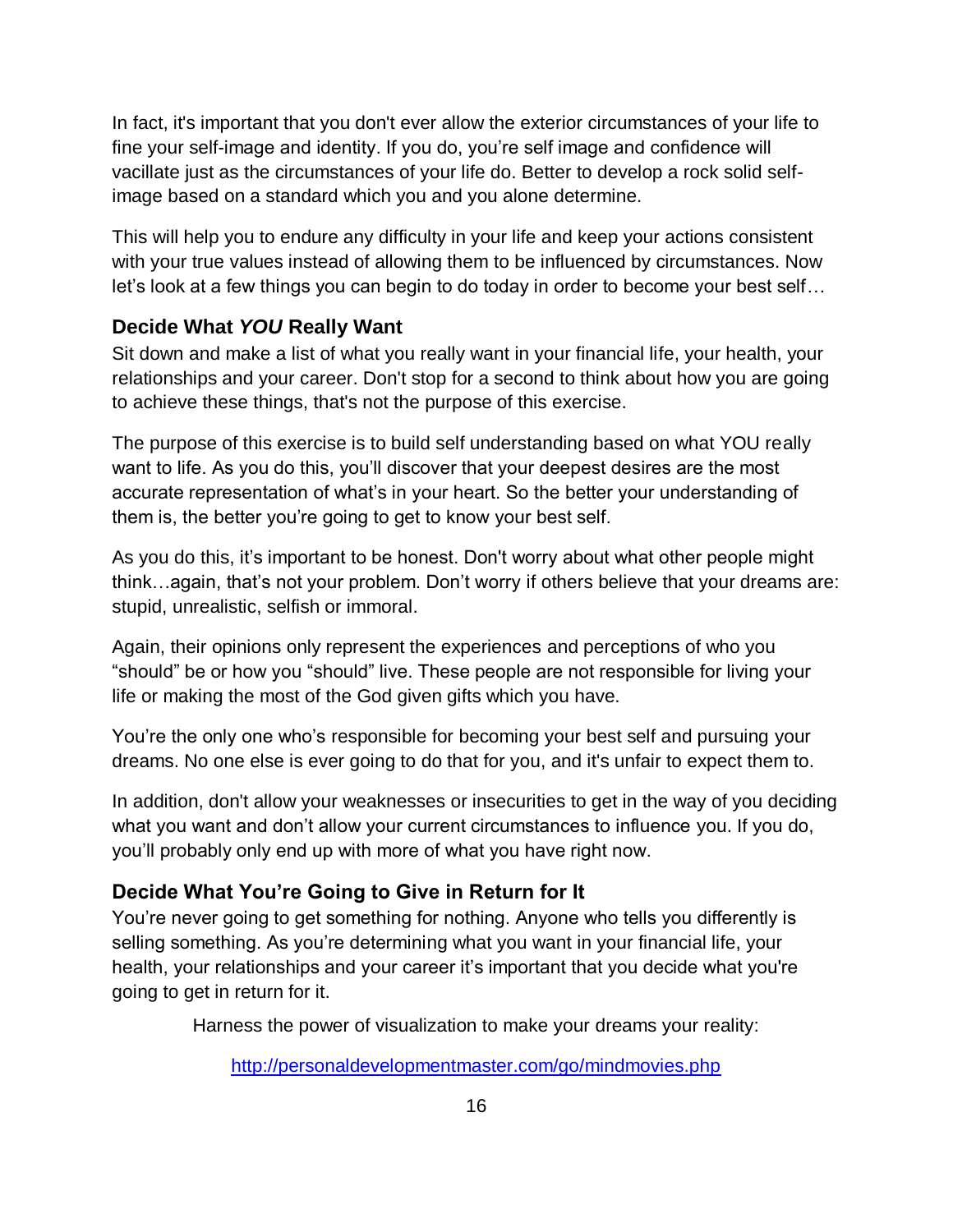In fact, it's important that you don't ever allow the exterior circumstances of your life to fine your self-image and identity. If you do, you're self image and confidence will vacillate just as the circumstances of your life do. Better to develop a rock solid self-image based on a standard which you and you alone determine.

This will help you to endure any difficulty in your life and keep your actions consistent with your true values instead of allowing them to be influenced by circumstances. Now let's look at a few things you can begin to do today in order to become your best self…

### Decide What *YOU* Really Want

Sit down and make a list of what you really want in your financial life, your health, your relationships and your career. Don't stop for a second to think about how you are going to achieve these things, that's not the purpose of this exercise.

The purpose of this exercise is to build self understanding based on what YOU really want to life. As you do this, you'll discover that your deepest desires are the most accurate representation of what's in your heart. So the better your understanding of them is, the better you're going to get to know your best self.

As you do this, it's important to be honest. Don't worry about what other people might think…again, that's not your problem. Don't worry if others believe that your dreams are: stupid, unrealistic, selfish or immoral.

Again, their opinions only represent the experiences and perceptions of who you "should" be or how you "should" live. These people are not responsible for living your life or making the most of the God given gifts which you have.

You're the only one who's responsible for becoming your best self and pursuing your dreams. No one else is ever going to do that for you, and it's unfair to expect them to.

In addition, don't allow your weaknesses or insecurities to get in the way of you deciding what you want and don't allow your current circumstances to influence you. If you do, you'll probably only end up with more of what you have right now.

### Decide What You're Going to Give in Return for It

You're never going to get something for nothing. Anyone who tells you differently is selling something. As you're determining what you want in your financial life, your health, your relationships and your career it's important that you decide what you're going to get in return for it.

Harness the power of visualization to make your dreams your reality:

[http://personaldevelopmentmaster.com/go/mindmovies.php](http://personaldevelopmentmaster.com/go/mindmovies.php)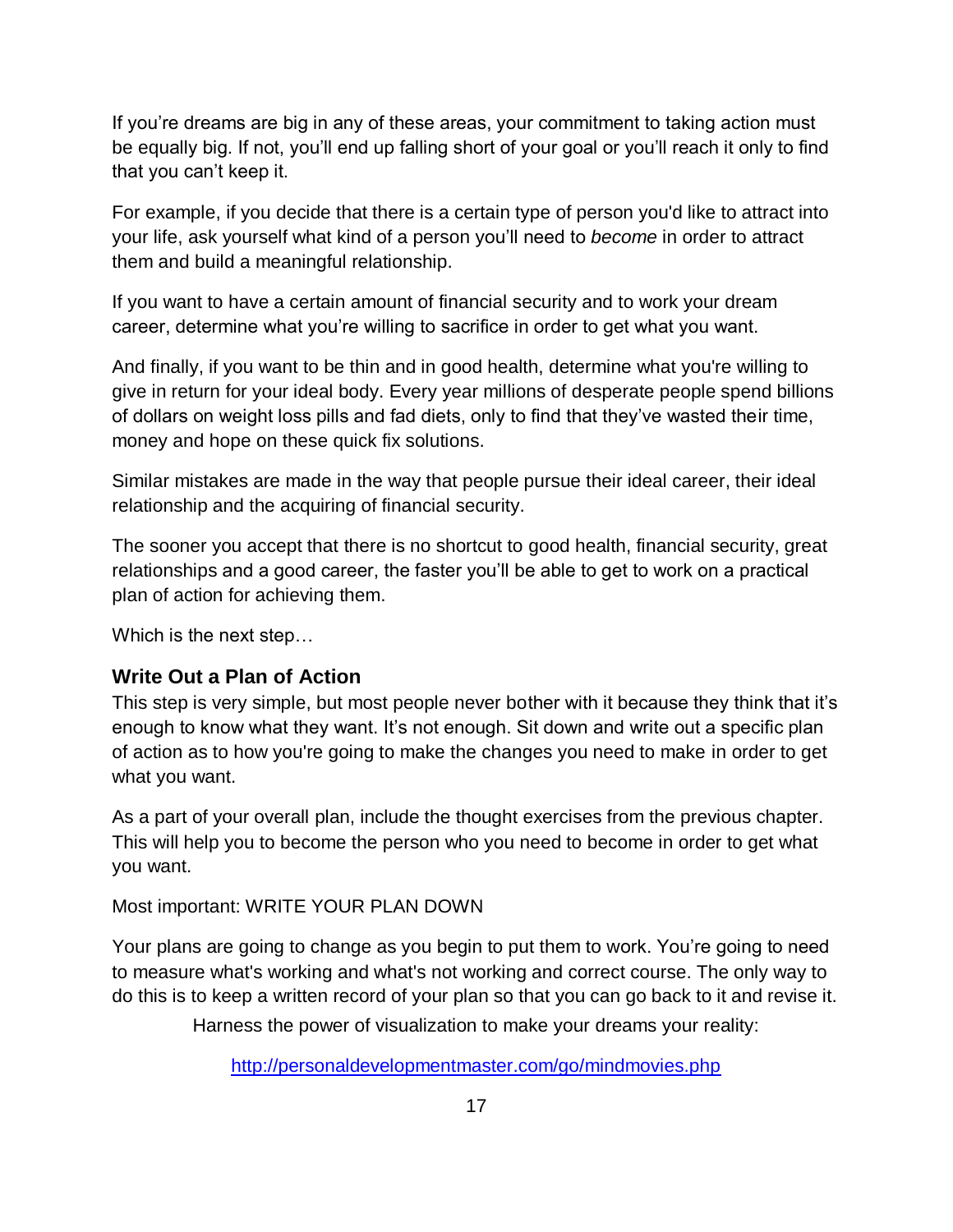If you're dreams are big in any of these areas, your commitment to taking action must be equally big. If not, you'll end up falling short of your goal or you'll reach it only to find that you can't keep it.

For example, if you decide that there is a certain type of person you'd like to attract into your life, ask yourself what kind of a person you'll need to *become* in order to attract them and build a meaningful relationship.

If you want to have a certain amount of financial security and to work your dream career, determine what you're willing to sacrifice in order to get what you want.

And finally, if you want to be thin and in good health, determine what you're willing to give in return for your ideal body. Every year millions of desperate people spend billions of dollars on weight loss pills and fad diets, only to find that they've wasted their time, money and hope on these quick fix solutions.

Similar mistakes are made in the way that people pursue their ideal career, their ideal relationship and the acquiring of financial security.

The sooner you accept that there is no shortcut to good health, financial security, great relationships and a good career, the faster you'll be able to get to work on a practical plan of action for achieving them.

Which is the next step…

### Write Out a Plan of Action

This step is very simple, but most people never bother with it because they think that it's enough to know what they want. It's not enough. Sit down and write out a specific plan of action as to how you're going to make the changes you need to make in order to get what you want.

As a part of your overall plan, include the thought exercises from the previous chapter. This will help you to become the person who you need to become in order to get what you want.

Most important: WRITE YOUR PLAN DOWN

Your plans are going to change as you begin to put them to work. You're going to need to measure what's working and what's not working and correct course. The only way to do this is to keep a written record of your plan so that you can go back to it and revise it.

Harness the power of visualization to make your dreams your reality:

http://personaldevelopmentmaster.com/go/mindmovies.php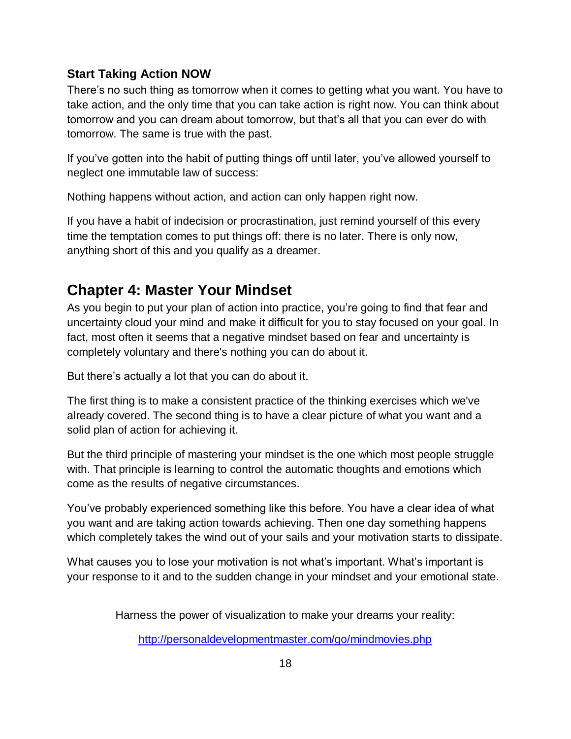### Start Taking Action NOW

There's no such thing as tomorrow when it comes to getting what you want. You have to take action, and the only time that you can take action is right now. You can think about tomorrow and you can dream about tomorrow, but that's all that you can ever do with tomorrow. The same is true with the past.

If you've gotten into the habit of putting things off until later, you've allowed yourself to neglect one immutable law of success:

Nothing happens without action, and action can only happen right now.

If you have a habit of indecision or procrastination, just remind yourself of this every time the temptation comes to put things off: there is no later. There is only now, anything short of this and you qualify as a dreamer.

## Chapter 4: Master Your Mindset

As you begin to put your plan of action into practice, you're going to find that fear and uncertainty cloud your mind and make it difficult for you to stay focused on your goal. In fact, most often it seems that a negative mindset based on fear and uncertainty is completely voluntary and there's nothing you can do about it.

But there's actually a lot that you can do about it.

The first thing is to make a consistent practice of the thinking exercises which we've already covered. The second thing is to have a clear picture of what you want and a solid plan of action for achieving it.

But the third principle of mastering your mindset is the one which most people struggle with. That principle is learning to control the automatic thoughts and emotions which come as the results of negative circumstances.

You've probably experienced something like this before. You have a clear idea of what you want and are taking action towards achieving. Then one day something happens which completely takes the wind out of your sails and your motivation starts to dissipate.

What causes you to lose your motivation is not what's important. What's important is your response to it and to the sudden change in your mindset and your emotional state.

Harness the power of visualization to make your dreams your reality:

http://personaldevelopmentmaster.com/go/mindmovies.php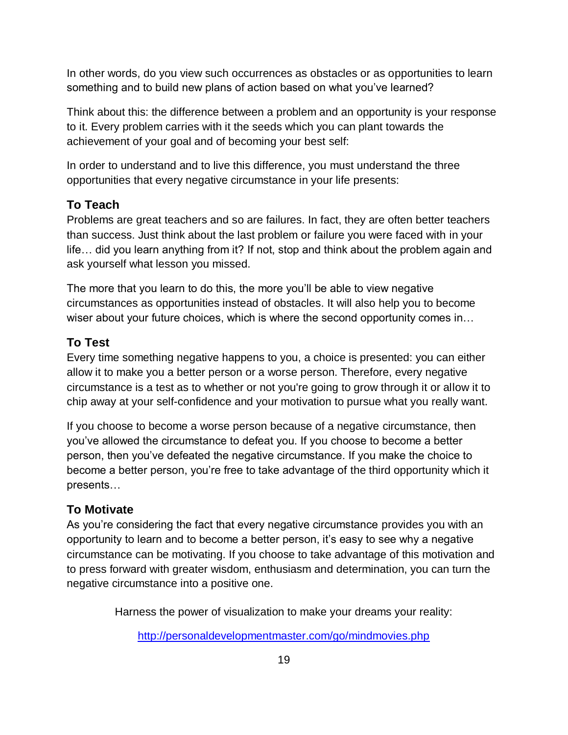In other words, do you view such occurrences as obstacles or as opportunities to learn something and to build new plans of action based on what you've learned?

Think about this: the difference between a problem and an opportunity is your response to it. Every problem carries with it the seeds which you can plant towards the achievement of your goal and of becoming your best self:

In order to understand and to live this difference, you must understand the three opportunities that every negative circumstance in your life presents:

### To Teach

Problems are great teachers and so are failures. In fact, they are often better teachers than success. Just think about the last problem or failure you were faced with in your life… did you learn anything from it? If not, stop and think about the problem again and ask yourself what lesson you missed.

The more that you learn to do this, the more you'll be able to view negative circumstances as opportunities instead of obstacles. It will also help you to become wiser about your future choices, which is where the second opportunity comes in…

### To Test

Every time something negative happens to you, a choice is presented: you can either allow it to make you a better person or a worse person. Therefore, every negative circumstance is a test as to whether or not you're going to grow through it or allow it to chip away at your self-confidence and your motivation to pursue what you really want.

If you choose to become a worse person because of a negative circumstance, then you've allowed the circumstance to defeat you. If you choose to become a better person, then you've defeated the negative circumstance. If you make the choice to become a better person, you're free to take advantage of the third opportunity which it presents…

### To Motivate

As you're considering the fact that every negative circumstance provides you with an opportunity to learn and to become a better person, it's easy to see why a negative circumstance can be motivating. If you choose to take advantage of this motivation and to press forward with greater wisdom, enthusiasm and determination, you can turn the negative circumstance into a positive one.

Harness the power of visualization to make your dreams your reality:

http://personaldevelopmentmaster.com/go/mindmovies.php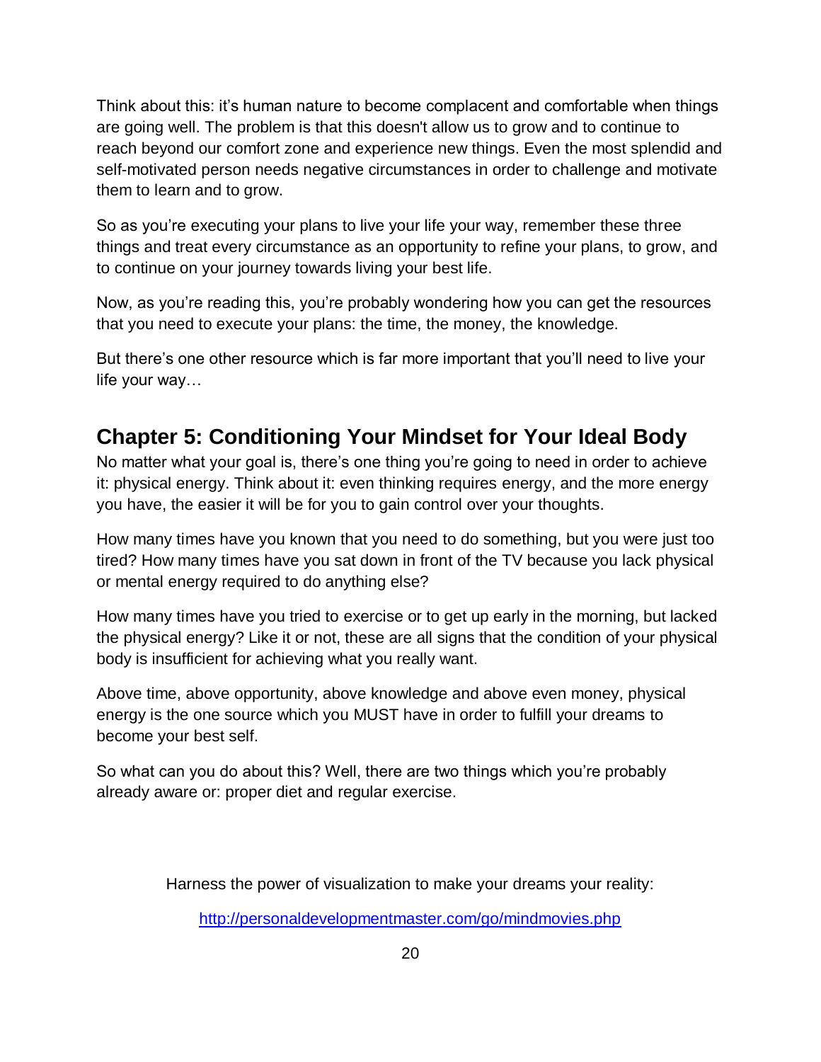Think about this: it's human nature to become complacent and comfortable when things are going well. The problem is that this doesn't allow us to grow and to continue to reach beyond our comfort zone and experience new things. Even the most splendid and self-motivated person needs negative circumstances in order to challenge and motivate them to learn and to grow.

So as you're executing your plans to live your life your way, remember these three things and treat every circumstance as an opportunity to refine your plans, to grow, and to continue on your journey towards living your best life.

Now, as you're reading this, you're probably wondering how you can get the resources that you need to execute your plans: the time, the money, the knowledge.

But there's one other resource which is far more important that you'll need to live your life your way…

## Chapter 5: Conditioning Your Mindset for Your Ideal Body

No matter what your goal is, there's one thing you're going to need in order to achieve it: physical energy. Think about it: even thinking requires energy, and the more energy you have, the easier it will be for you to gain control over your thoughts.

How many times have you known that you need to do something, but you were just too tired? How many times have you sat down in front of the TV because you lack physical or mental energy required to do anything else?

How many times have you tried to exercise or to get up early in the morning, but lacked the physical energy? Like it or not, these are all signs that the condition of your physical body is insufficient for achieving what you really want.

Above time, above opportunity, above knowledge and above even money, physical energy is the one source which you MUST have in order to fulfill your dreams to become your best self.

So what can you do about this? Well, there are two things which you're probably already aware or: proper diet and regular exercise.

Harness the power of visualization to make your dreams your reality:

http://personaldevelopmentmaster.com/go/mindmovies.php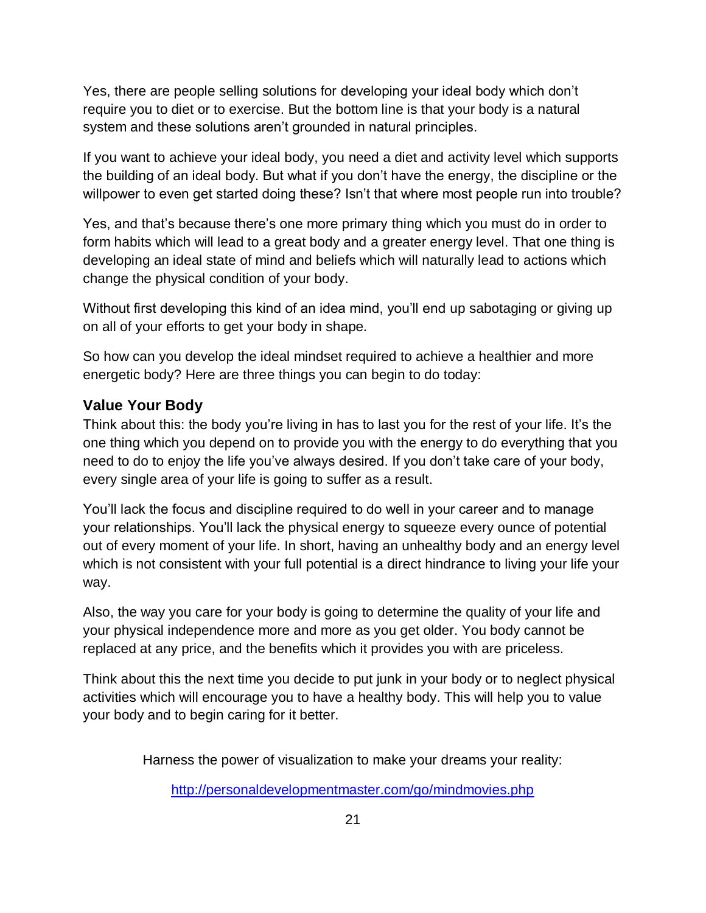Yes, there are people selling solutions for developing your ideal body which don't require you to diet or to exercise. But the bottom line is that your body is a natural system and these solutions aren't grounded in natural principles.

If you want to achieve your ideal body, you need a diet and activity level which supports the building of an ideal body. But what if you don't have the energy, the discipline or the willpower to even get started doing these? Isn't that where most people run into trouble?

Yes, and that's because there's one more primary thing which you must do in order to form habits which will lead to a great body and a greater energy level. That one thing is developing an ideal state of mind and beliefs which will naturally lead to actions which change the physical condition of your body.

Without first developing this kind of an idea mind, you'll end up sabotaging or giving up on all of your efforts to get your body in shape.

So how can you develop the ideal mindset required to achieve a healthier and more energetic body? Here are three things you can begin to do today:

### Value Your Body

Think about this: the body you're living in has to last you for the rest of your life. It's the one thing which you depend on to provide you with the energy to do everything that you need to do to enjoy the life you've always desired. If you don't take care of your body, every single area of your life is going to suffer as a result.

You'll lack the focus and discipline required to do well in your career and to manage your relationships. You'll lack the physical energy to squeeze every ounce of potential out of every moment of your life. In short, having an unhealthy body and an energy level which is not consistent with your full potential is a direct hindrance to living your life your way.

Also, the way you care for your body is going to determine the quality of your life and your physical independence more and more as you get older. You body cannot be replaced at any price, and the benefits which it provides you with are priceless.

Think about this the next time you decide to put junk in your body or to neglect physical activities which will encourage you to have a healthy body. This will help you to value your body and to begin caring for it better.

Harness the power of visualization to make your dreams your reality:

http://personaldevelopmentmaster.com/go/mindmovies.php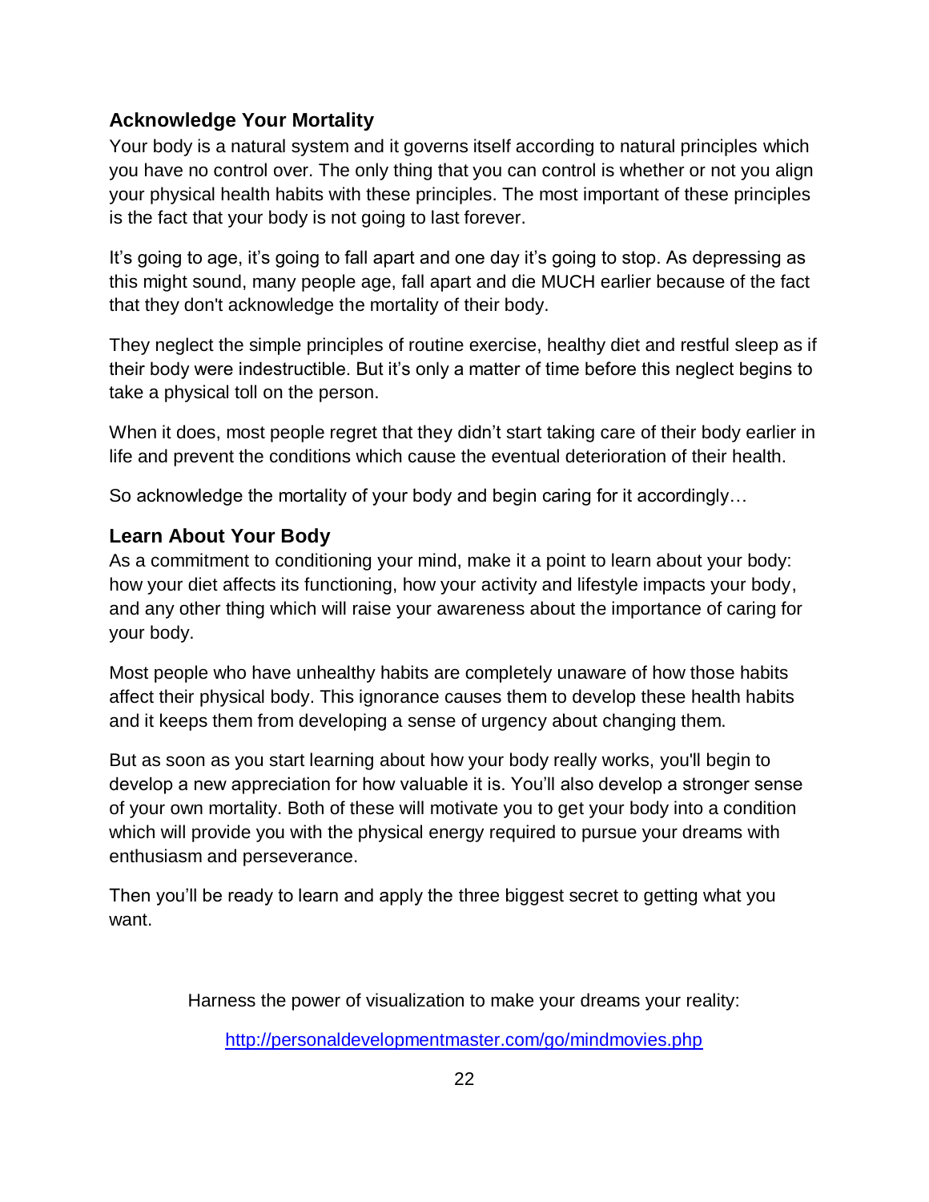## Acknowledge Your Mortality

Your body is a natural system and it governs itself according to natural principles which you have no control over. The only thing that you can control is whether or not you align your physical health habits with these principles. The most important of these principles is the fact that your body is not going to last forever.

It's going to age, it's going to fall apart and one day it's going to stop. As depressing as this might sound, many people age, fall apart and die MUCH earlier because of the fact that they don't acknowledge the mortality of their body.

They neglect the simple principles of routine exercise, healthy diet and restful sleep as if their body were indestructible. But it's only a matter of time before this neglect begins to take a physical toll on the person.

When it does, most people regret that they didn't start taking care of their body earlier in life and prevent the conditions which cause the eventual deterioration of their health.

So acknowledge the mortality of your body and begin caring for it accordingly…

## Learn About Your Body

As a commitment to conditioning your mind, make it a point to learn about your body: how your diet affects its functioning, how your activity and lifestyle impacts your body, and any other thing which will raise your awareness about the importance of caring for your body.

Most people who have unhealthy habits are completely unaware of how those habits affect their physical body. This ignorance causes them to develop these health habits and it keeps them from developing a sense of urgency about changing them.

But as soon as you start learning about how your body really works, you'll begin to develop a new appreciation for how valuable it is. You'll also develop a stronger sense of your own mortality. Both of these will motivate you to get your body into a condition which will provide you with the physical energy required to pursue your dreams with enthusiasm and perseverance.

Then you'll be ready to learn and apply the three biggest secret to getting what you want.

Harness the power of visualization to make your dreams your reality:

http://personaldevelopmentmaster.com/go/mindmovies.php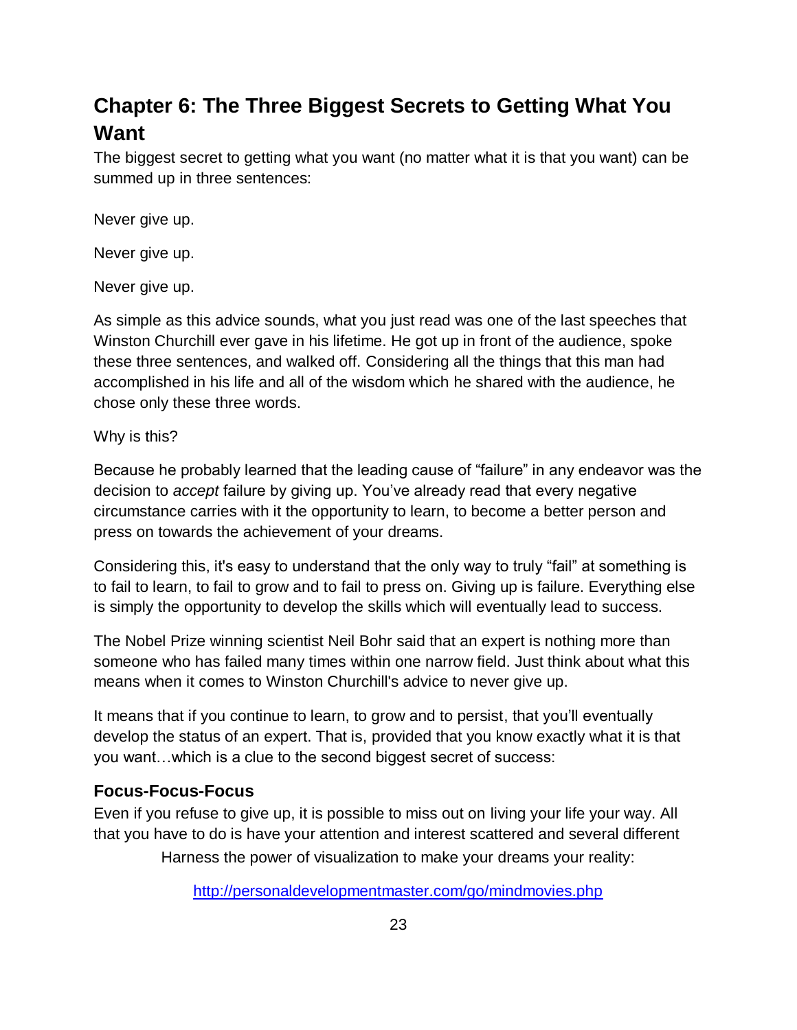## Chapter 6: The Three Biggest Secrets to Getting What You Want

The biggest secret to getting what you want (no matter what it is that you want) can be summed up in three sentences:

Never give up.

Never give up.

Never give up.

As simple as this advice sounds, what you just read was one of the last speeches that Winston Churchill ever gave in his lifetime. He got up in front of the audience, spoke these three sentences, and walked off. Considering all the things that this man had accomplished in his life and all of the wisdom which he shared with the audience, he chose only these three words.

Why is this?

Because he probably learned that the leading cause of "failure" in any endeavor was the decision to *accept* failure by giving up. You've already read that every negative circumstance carries with it the opportunity to learn, to become a better person and press on towards the achievement of your dreams.

Considering this, it's easy to understand that the only way to truly "fail" at something is to fail to learn, to fail to grow and to fail to press on. Giving up is failure. Everything else is simply the opportunity to develop the skills which will eventually lead to success.

The Nobel Prize winning scientist Neil Bohr said that an expert is nothing more than someone who has failed many times within one narrow field. Just think about what this means when it comes to Winston Churchill's advice to never give up.

It means that if you continue to learn, to grow and to persist, that you'll eventually develop the status of an expert. That is, provided that you know exactly what it is that you want…which is a clue to the second biggest secret of success:

### Focus-Focus-Focus

Even if you refuse to give up, it is possible to miss out on living your life your way. All that you have to do is have your attention and interest scattered and several different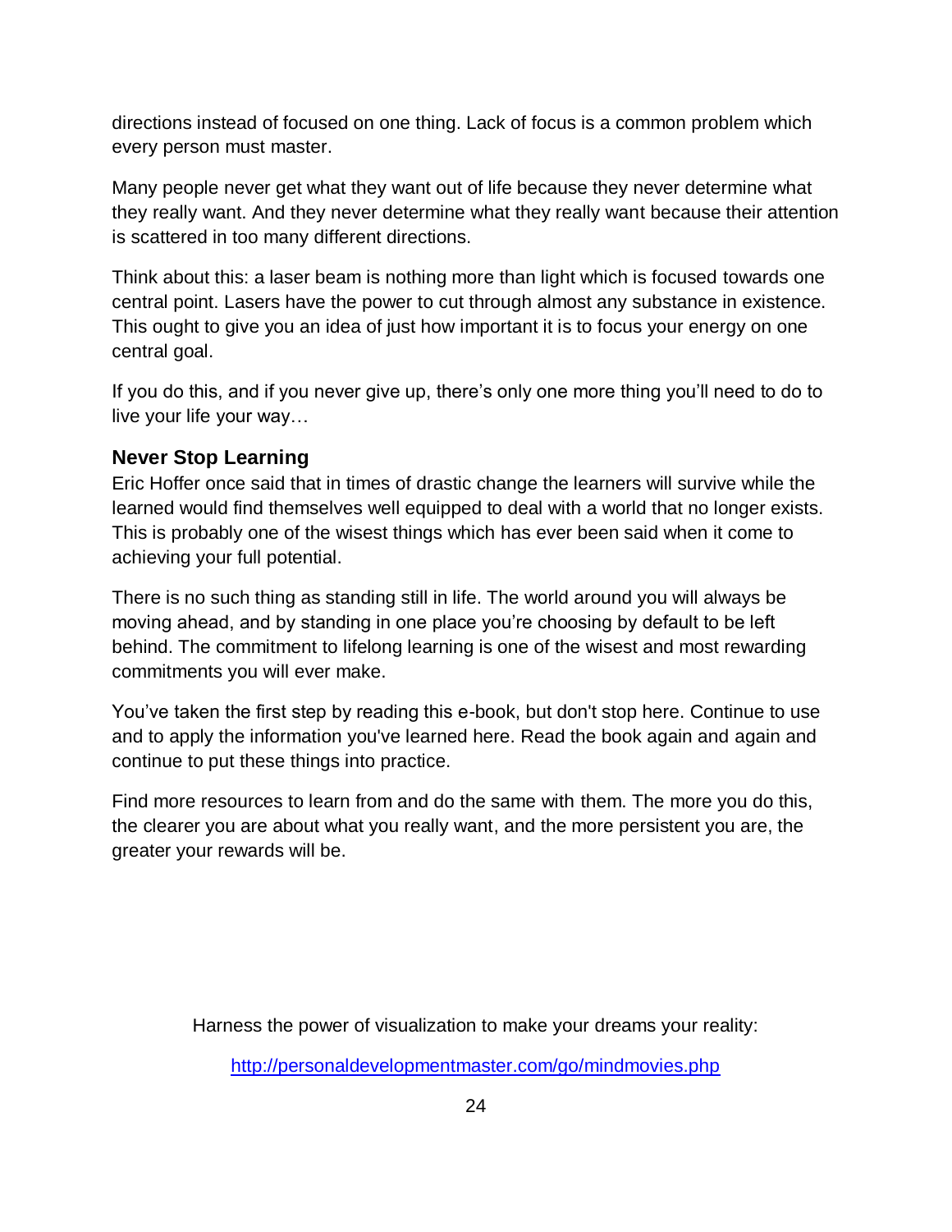directions instead of focused on one thing. Lack of focus is a common problem which every person must master.

Many people never get what they want out of life because they never determine what they really want. And they never determine what they really want because their attention is scattered in too many different directions.

Think about this: a laser beam is nothing more than light which is focused towards one central point. Lasers have the power to cut through almost any substance in existence. This ought to give you an idea of just how important it is to focus your energy on one central goal.

If you do this, and if you never give up, there's only one more thing you'll need to do to live your life your way…

### Never Stop Learning

Eric Hoffer once said that in times of drastic change the learners will survive while the learned would find themselves well equipped to deal with a world that no longer exists. This is probably one of the wisest things which has ever been said when it come to achieving your full potential.

There is no such thing as standing still in life. The world around you will always be moving ahead, and by standing in one place you're choosing by default to be left behind. The commitment to lifelong learning is one of the wisest and most rewarding commitments you will ever make.

You've taken the first step by reading this e-book, but don't stop here. Continue to use and to apply the information you've learned here. Read the book again and again and continue to put these things into practice.

Find more resources to learn from and do the same with them. The more you do this, the clearer you are about what you really want, and the more persistent you are, the greater your rewards will be.

Harness the power of visualization to make your dreams your reality:

http://personaldevelopmentmaster.com/go/mindmovies.php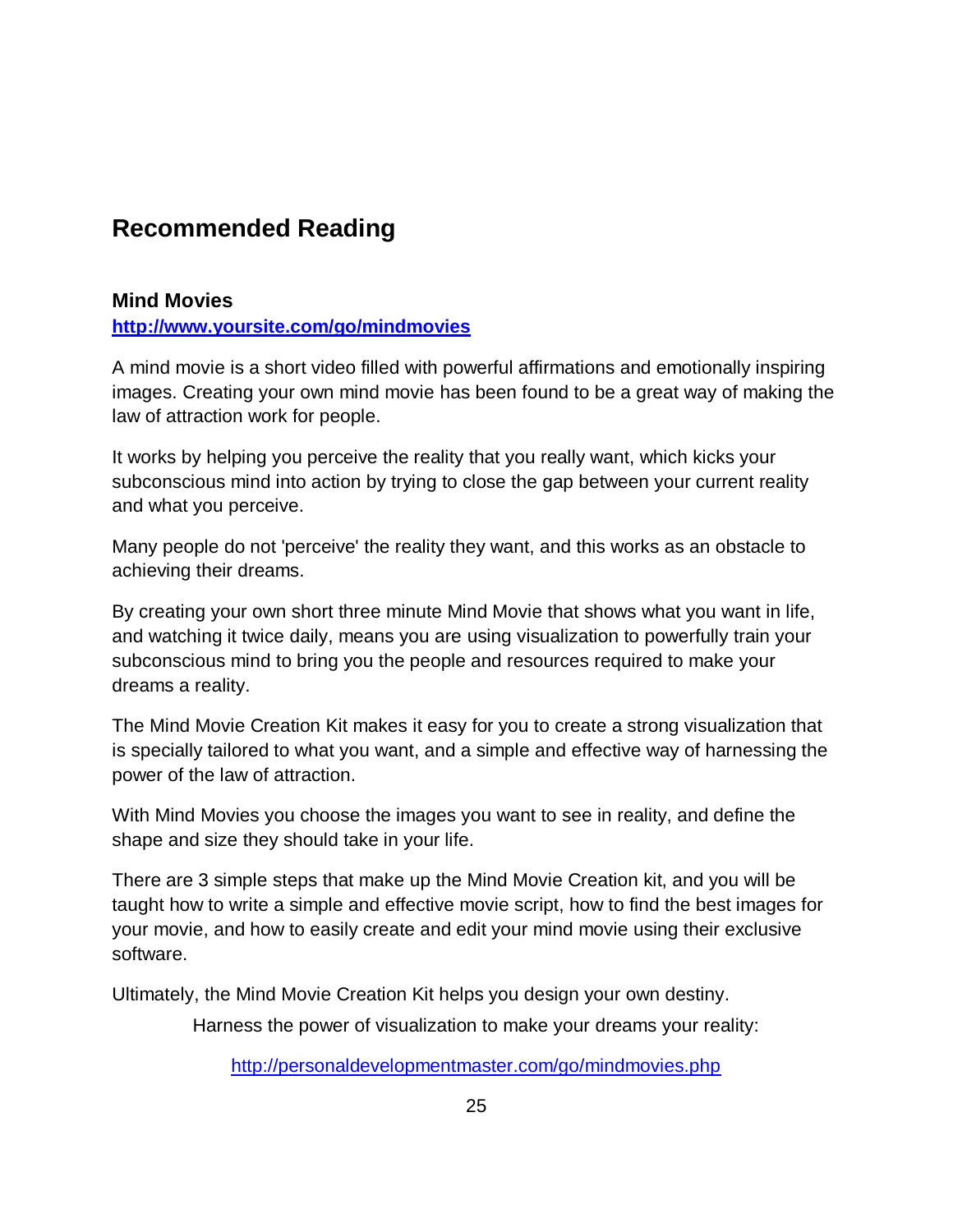## Recommended Reading

### Mind Movies

**http://www.yoursite.com/go/mindmovies**

A mind movie is a short video filled with powerful affirmations and emotionally inspiring images. Creating your own mind movie has been found to be a great way of making the law of attraction work for people.

It works by helping you perceive the reality that you really want, which kicks your subconscious mind into action by trying to close the gap between your current reality and what you perceive.

Many people do not 'perceive' the reality they want, and this works as an obstacle to achieving their dreams.

By creating your own short three minute Mind Movie that shows what you want in life, and watching it twice daily, means you are using visualization to powerfully train your subconscious mind to bring you the people and resources required to make your dreams a reality.

The Mind Movie Creation Kit makes it easy for you to create a strong visualization that is specially tailored to what you want, and a simple and effective way of harnessing the power of the law of attraction.

With Mind Movies you choose the images you want to see in reality, and define the shape and size they should take in your life.

There are 3 simple steps that make up the Mind Movie Creation kit, and you will be taught how to write a simple and effective movie script, how to find the best images for your movie, and how to easily create and edit your mind movie using their exclusive software.

Ultimately, the Mind Movie Creation Kit helps you design your own destiny.

Harness the power of visualization to make your dreams your reality:

http://personaldevelopmentmaster.com/go/mindmovies.php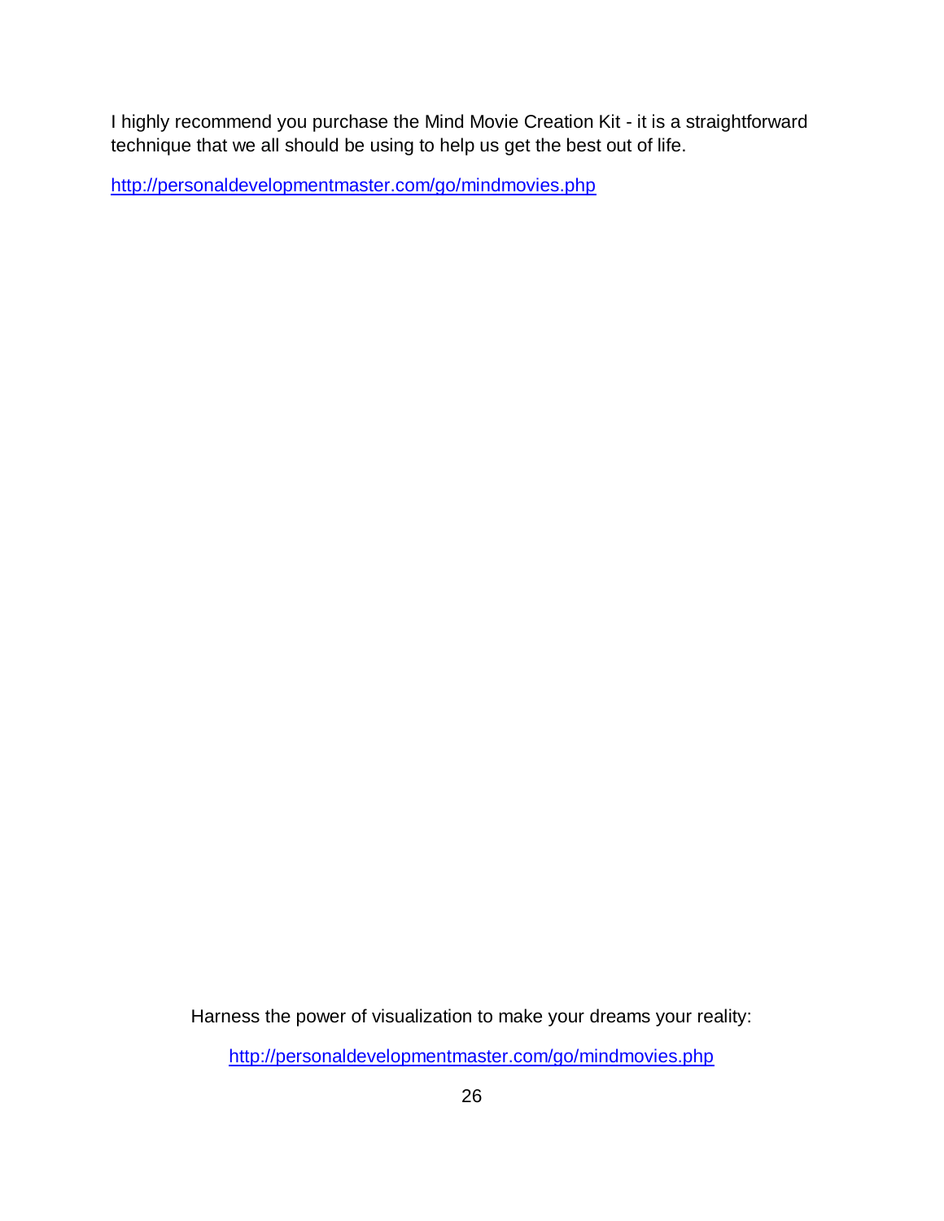I highly recommend you purchase the Mind Movie Creation Kit - it is a straightforward technique that we all should be using to help us get the best out of life.

http://personaldevelopmentmaster.com/go/mindmovies.php